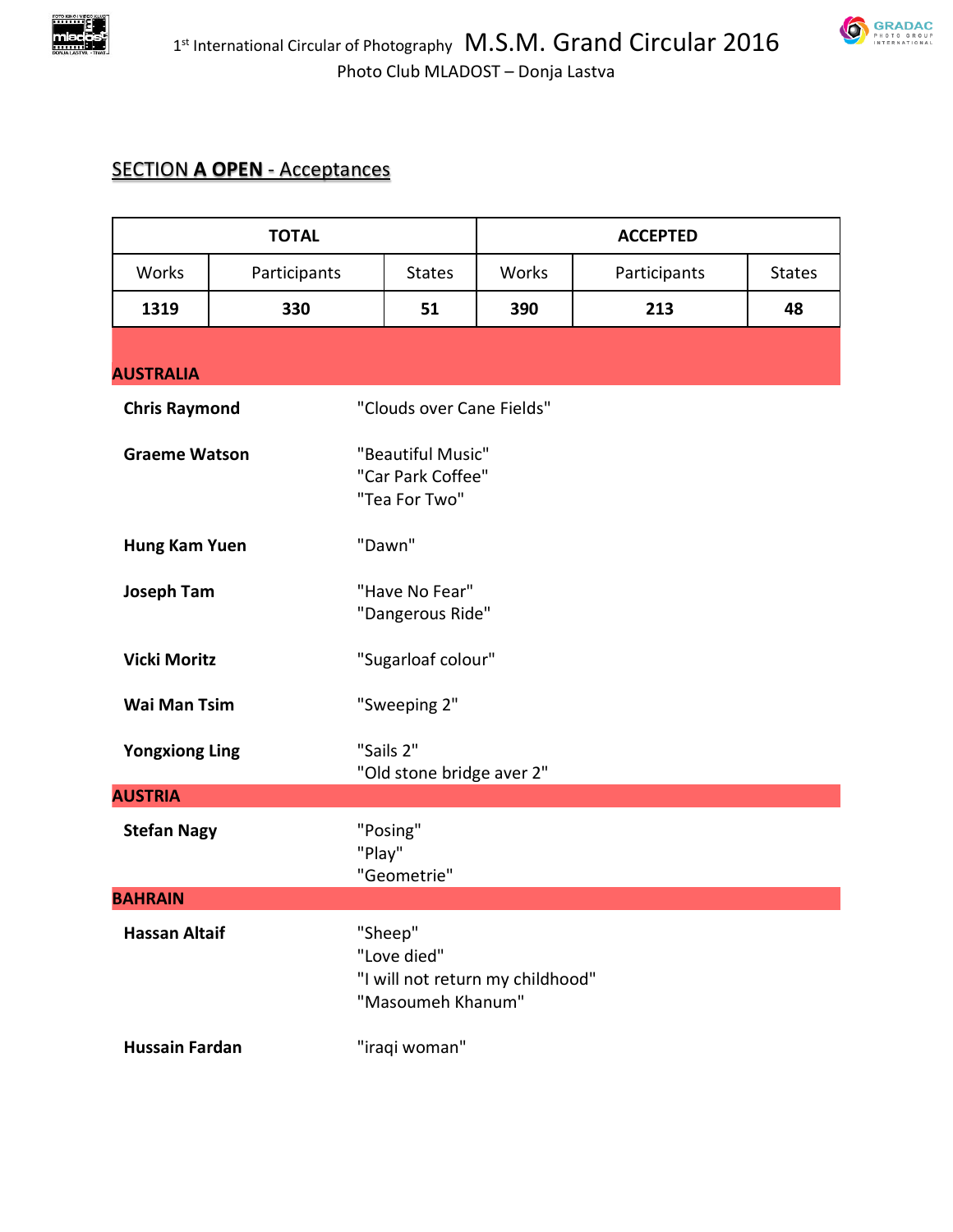1st International Circular of Photography M.S.M. Grand Circular 2016

Photo Club MLADOST – Donja Lastva

## SECTION **A OPEN** - Acceptances

| TOTAL | | | ACCEPTED | | |
|---|---|---|---|---|---|
| Works | Participants | States | Works | Participants | States |
| **1319** | **330** | **51** | **390** | **213** | **48** |

### AUSTRALIA

**Chris Raymond**
"Clouds over Cane Fields"

**Graeme Watson**
"Beautiful Music"
"Car Park Coffee"
"Tea For Two"

**Hung Kam Yuen**
"Dawn"

**Joseph Tam**
"Have No Fear"
"Dangerous Ride"

**Vicki Moritz**
"Sugarloaf colour"

**Wai Man Tsim**
"Sweeping 2"

**Yongxiong Ling**
"Sails 2"
"Old stone bridge aver 2"

### AUSTRIA

**Stefan Nagy**
"Posing"
"Play"
"Geometrie"

### BAHRAIN

**Hassan Altaif**
"Sheep"
"Love died"
"I will not return my childhood"
"Masoumeh Khanum"

**Hussain Fardan**
"iraqi woman"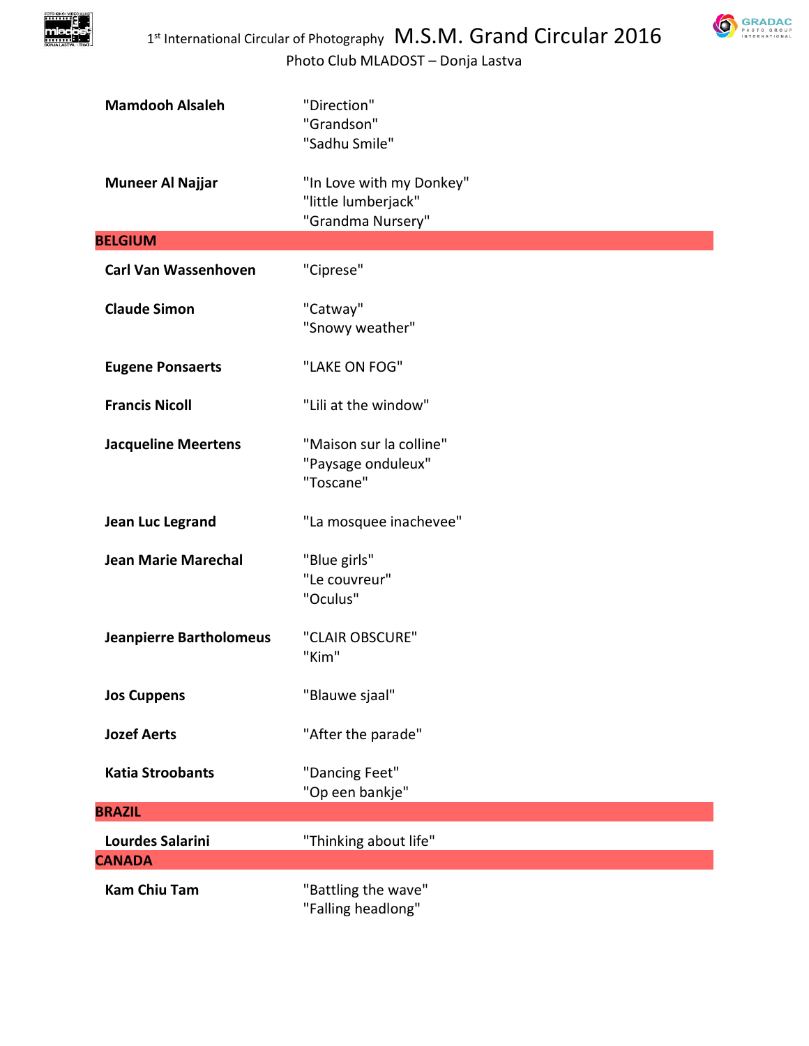| | |
|---|---|
| **Mamdooh Alsaleh** | "Direction"<br>"Grandson"<br>"Sadhu Smile" |
| **Muneer Al Najjar** | "In Love with my Donkey"<br>"little lumberjack"<br>"Grandma Nursery" |
| **BELGIUM** | |
| **Carl Van Wassenhoven** | "Ciprese" |
| **Claude Simon** | "Catway"<br>"Snowy weather" |
| **Eugene Ponsaerts** | "LAKE ON FOG" |
| **Francis Nicoll** | "Lili at the window" |
| **Jacqueline Meertens** | "Maison sur la colline"<br>"Paysage onduleux"<br>"Toscane" |
| **Jean Luc Legrand** | "La mosquee inachevee" |
| **Jean Marie Marechal** | "Blue girls"<br>"Le couvreur"<br>"Oculus" |
| **Jeanpierre Bartholomeus** | "CLAIR OBSCURE"<br>"Kim" |
| **Jos Cuppens** | "Blauwe sjaal" |
| **Jozef Aerts** | "After the parade" |
| **Katia Stroobants** | "Dancing Feet"<br>"Op een bankje" |
| **BRAZIL** | |
| **Lourdes Salarini** | "Thinking about life" |
| **CANADA** | |
| **Kam Chiu Tam** | "Battling the wave"<br>"Falling headlong" |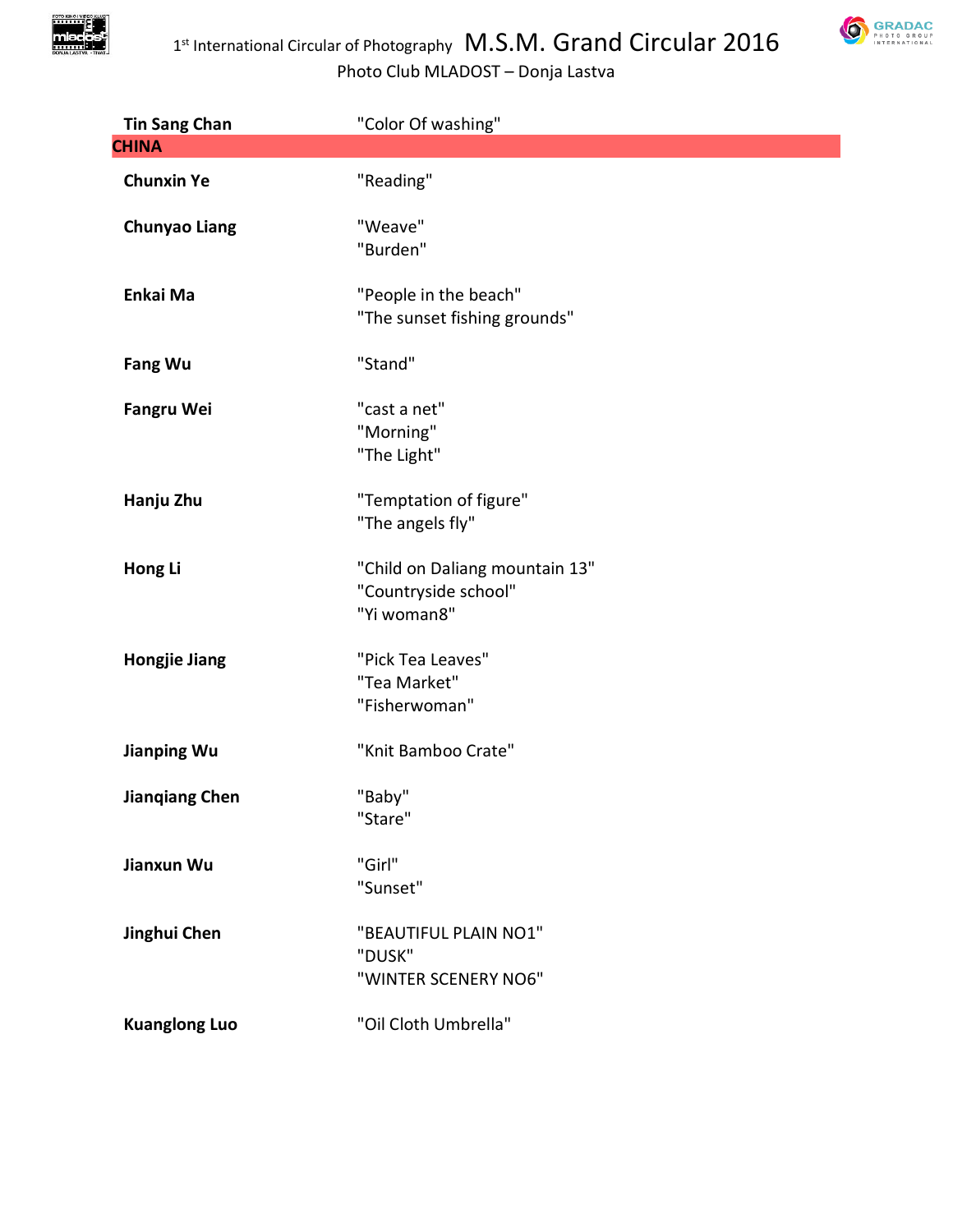| | |
|---|---|
| **Tin Sang Chan** | "Color Of washing" |
| **CHINA** | |
| **Chunxin Ye** | "Reading" |
| **Chunyao Liang** | "Weave"<br>"Burden" |
| **Enkai Ma** | "People in the beach"<br>"The sunset fishing grounds" |
| **Fang Wu** | "Stand" |
| **Fangru Wei** | "cast a net"<br>"Morning"<br>"The Light" |
| **Hanju Zhu** | "Temptation of figure"<br>"The angels fly" |
| **Hong Li** | "Child on Daliang mountain 13"<br>"Countryside school"<br>"Yi woman8" |
| **Hongjie Jiang** | "Pick Tea Leaves"<br>"Tea Market"<br>"Fisherwoman" |
| **Jianping Wu** | "Knit Bamboo Crate" |
| **Jianqiang Chen** | "Baby"<br>"Stare" |
| **Jianxun Wu** | "Girl"<br>"Sunset" |
| **Jinghui Chen** | "BEAUTIFUL PLAIN NO1"<br>"DUSK"<br>"WINTER SCENERY NO6" |
| **Kuanglong Luo** | "Oil Cloth Umbrella" |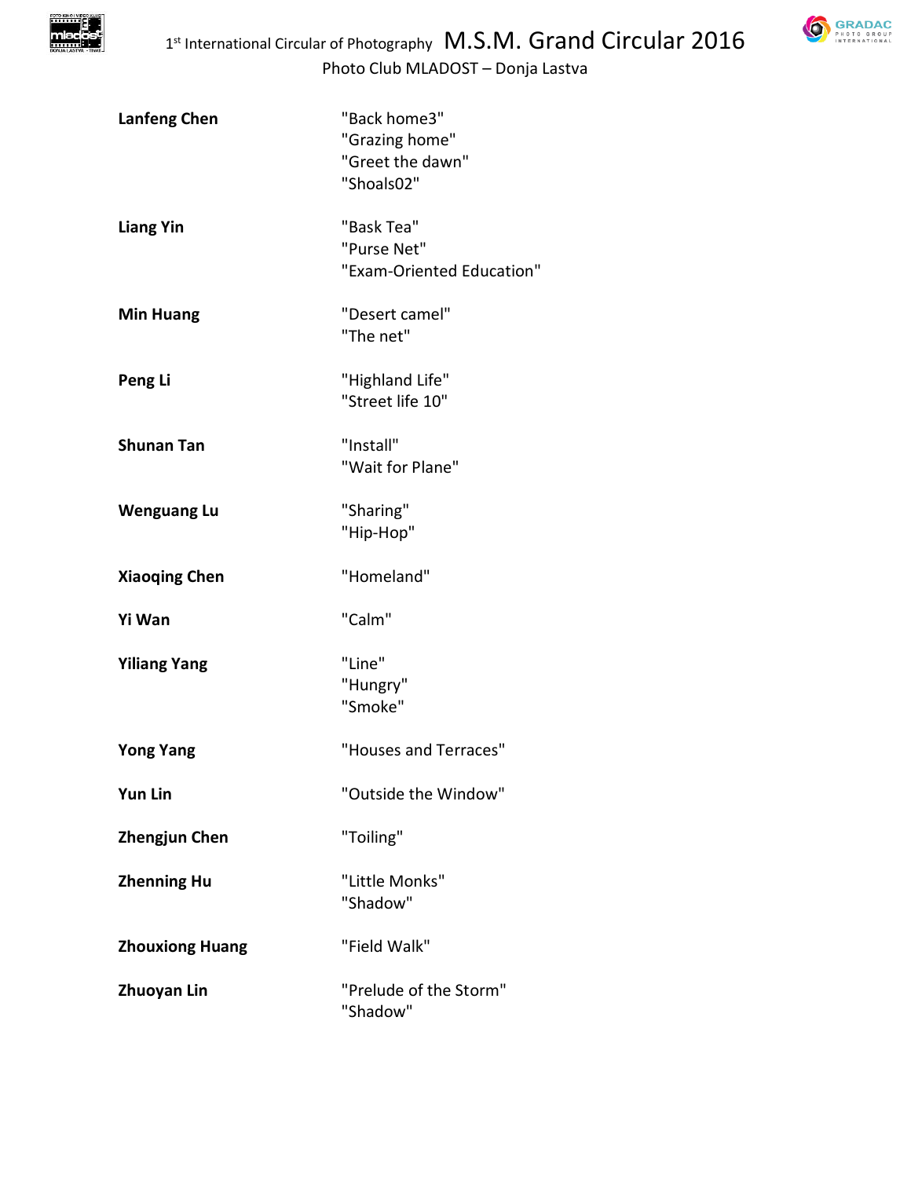**Lanfeng Chen** "Back home3"
"Grazing home"
"Greet the dawn"
"Shoals02"

**Liang Yin** "Bask Tea"
"Purse Net"
"Exam-Oriented Education"

**Min Huang** "Desert camel"
"The net"

**Peng Li** "Highland Life"
"Street life 10"

**Shunan Tan** "Install"
"Wait for Plane"

**Wenguang Lu** "Sharing"
"Hip-Hop"

**Xiaoqing Chen** "Homeland"

**Yi Wan** "Calm"

**Yiliang Yang** "Line"
"Hungry"
"Smoke"

**Yong Yang** "Houses and Terraces"

**Yun Lin** "Outside the Window"

**Zhengjun Chen** "Toiling"

**Zhenning Hu** "Little Monks"
"Shadow"

**Zhouxiong Huang** "Field Walk"

**Zhuoyan Lin** "Prelude of the Storm"
"Shadow"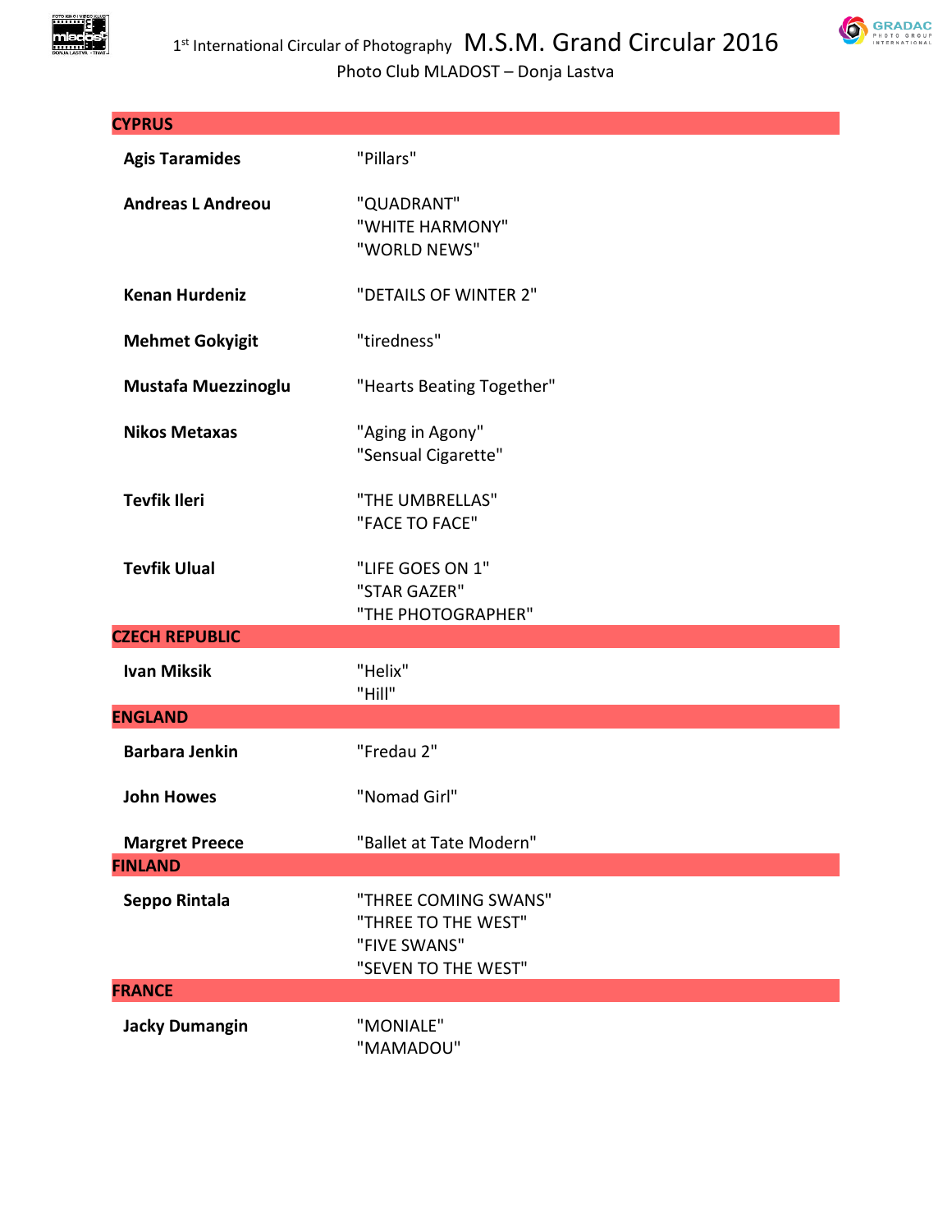## CYPRUS

| | |
|---|---|
| **Agis Taramides** | "Pillars" |
| **Andreas L Andreou** | "QUADRANT"<br>"WHITE HARMONY"<br>"WORLD NEWS" |
| **Kenan Hurdeniz** | "DETAILS OF WINTER 2" |
| **Mehmet Gokyigit** | "tiredness" |
| **Mustafa Muezzinoglu** | "Hearts Beating Together" |
| **Nikos Metaxas** | "Aging in Agony"<br>"Sensual Cigarette" |
| **Tevfik Ileri** | "THE UMBRELLAS"<br>"FACE TO FACE" |
| **Tevfik Ulual** | "LIFE GOES ON 1"<br>"STAR GAZER"<br>"THE PHOTOGRAPHER" |

## CZECH REPUBLIC

| | |
|---|---|
| **Ivan Miksik** | "Helix"<br>"Hill" |

## ENGLAND

| | |
|---|---|
| **Barbara Jenkin** | "Fredau 2" |
| **John Howes** | "Nomad Girl" |
| **Margret Preece** | "Ballet at Tate Modern" |

## FINLAND

| | |
|---|---|
| **Seppo Rintala** | "THREE COMING SWANS"<br>"THREE TO THE WEST"<br>"FIVE SWANS"<br>"SEVEN TO THE WEST" |

## FRANCE

| | |
|---|---|
| **Jacky Dumangin** | "MONIALE"<br>"MAMADOU" |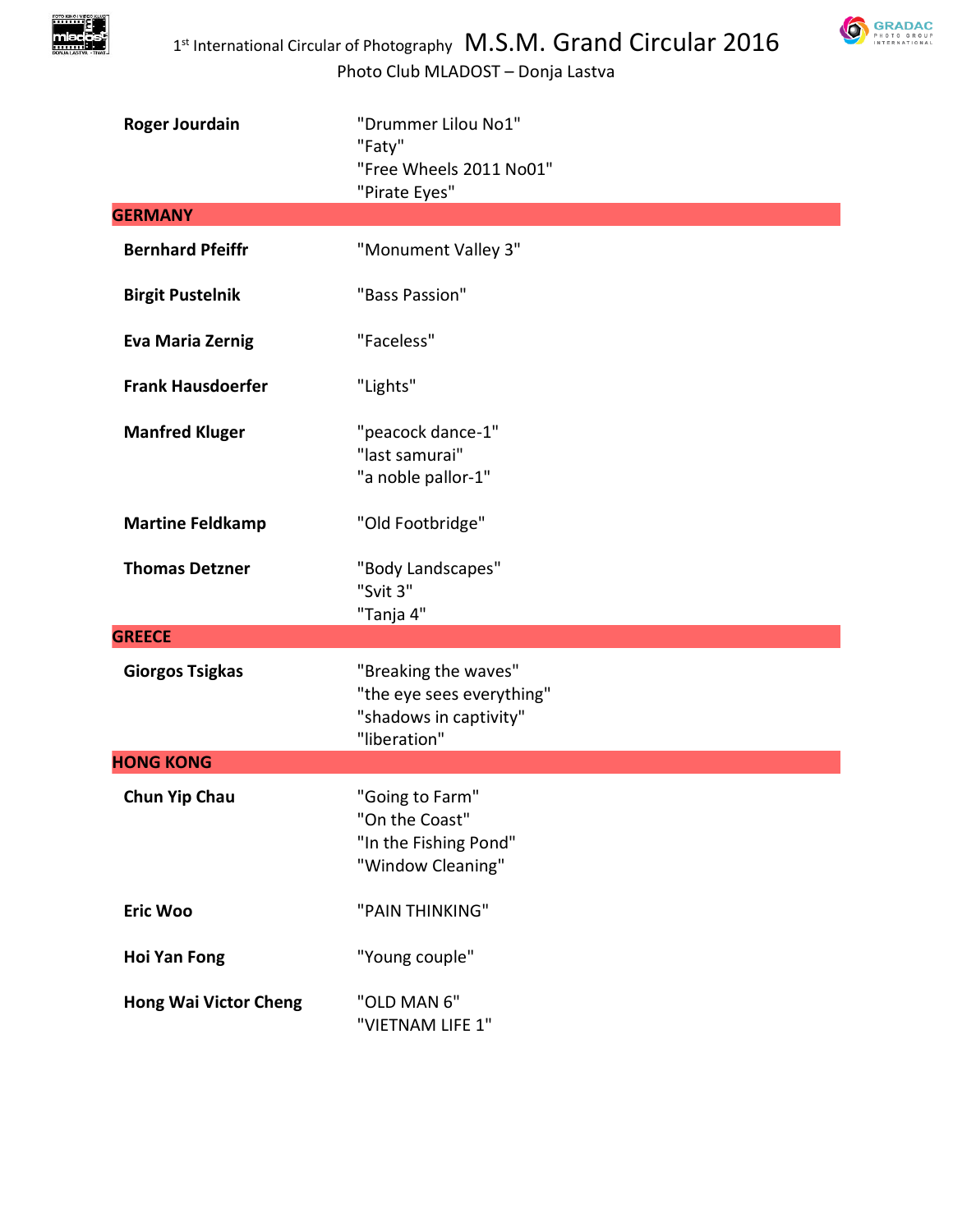| | |
|---|---|
| **Roger Jourdain** | "Drummer Lilou No1"<br>"Faty"<br>"Free Wheels 2011 No01"<br>"Pirate Eyes" |
| **GERMANY** | |
| **Bernhard Pfeiffr** | "Monument Valley 3" |
| **Birgit Pustelnik** | "Bass Passion" |
| **Eva Maria Zernig** | "Faceless" |
| **Frank Hausdoerfer** | "Lights" |
| **Manfred Kluger** | "peacock dance-1"<br>"last samurai"<br>"a noble pallor-1" |
| **Martine Feldkamp** | "Old Footbridge" |
| **Thomas Detzner** | "Body Landscapes"<br>"Svit 3"<br>"Tanja 4" |
| **GREECE** | |
| **Giorgos Tsigkas** | "Breaking the waves"<br>"the eye sees everything"<br>"shadows in captivity"<br>"liberation" |
| **HONG KONG** | |
| **Chun Yip Chau** | "Going to Farm"<br>"On the Coast"<br>"In the Fishing Pond"<br>"Window Cleaning" |
| **Eric Woo** | "PAIN THINKING" |
| **Hoi Yan Fong** | "Young couple" |
| **Hong Wai Victor Cheng** | "OLD MAN 6"<br>"VIETNAM LIFE 1" |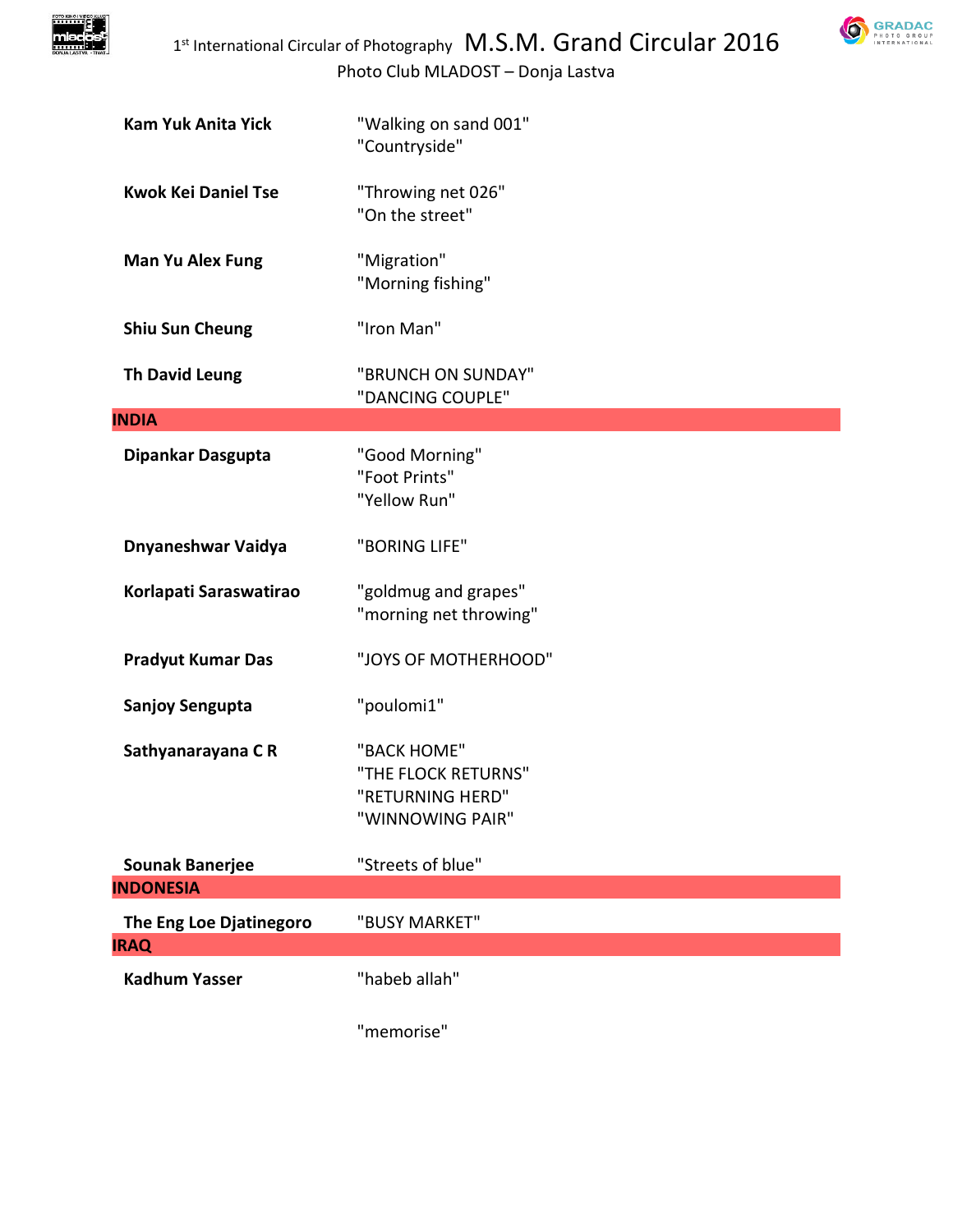| | |
|---|---|
| **Kam Yuk Anita Yick** | "Walking on sand 001"<br>"Countryside" |
| **Kwok Kei Daniel Tse** | "Throwing net 026"<br>"On the street" |
| **Man Yu Alex Fung** | "Migration"<br>"Morning fishing" |
| **Shiu Sun Cheung** | "Iron Man" |
| **Th David Leung** | "BRUNCH ON SUNDAY"<br>"DANCING COUPLE" |

**INDIA**

| | |
|---|---|
| **Dipankar Dasgupta** | "Good Morning"<br>"Foot Prints"<br>"Yellow Run" |
| **Dnyaneshwar Vaidya** | "BORING LIFE" |
| **Korlapati Saraswatirao** | "goldmug and grapes"<br>"morning net throwing" |
| **Pradyut Kumar Das** | "JOYS OF MOTHERHOOD" |
| **Sanjoy Sengupta** | "poulomi1" |
| **Sathyanarayana C R** | "BACK HOME"<br>"THE FLOCK RETURNS"<br>"RETURNING HERD"<br>"WINNOWING PAIR" |
| **Sounak Banerjee** | "Streets of blue" |

**INDONESIA**

| | |
|---|---|
| **The Eng Loe Djatinegoro** | "BUSY MARKET" |

**IRAQ**

| | |
|---|---|
| **Kadhum Yasser** | "habeb allah" |
| | "memorise" |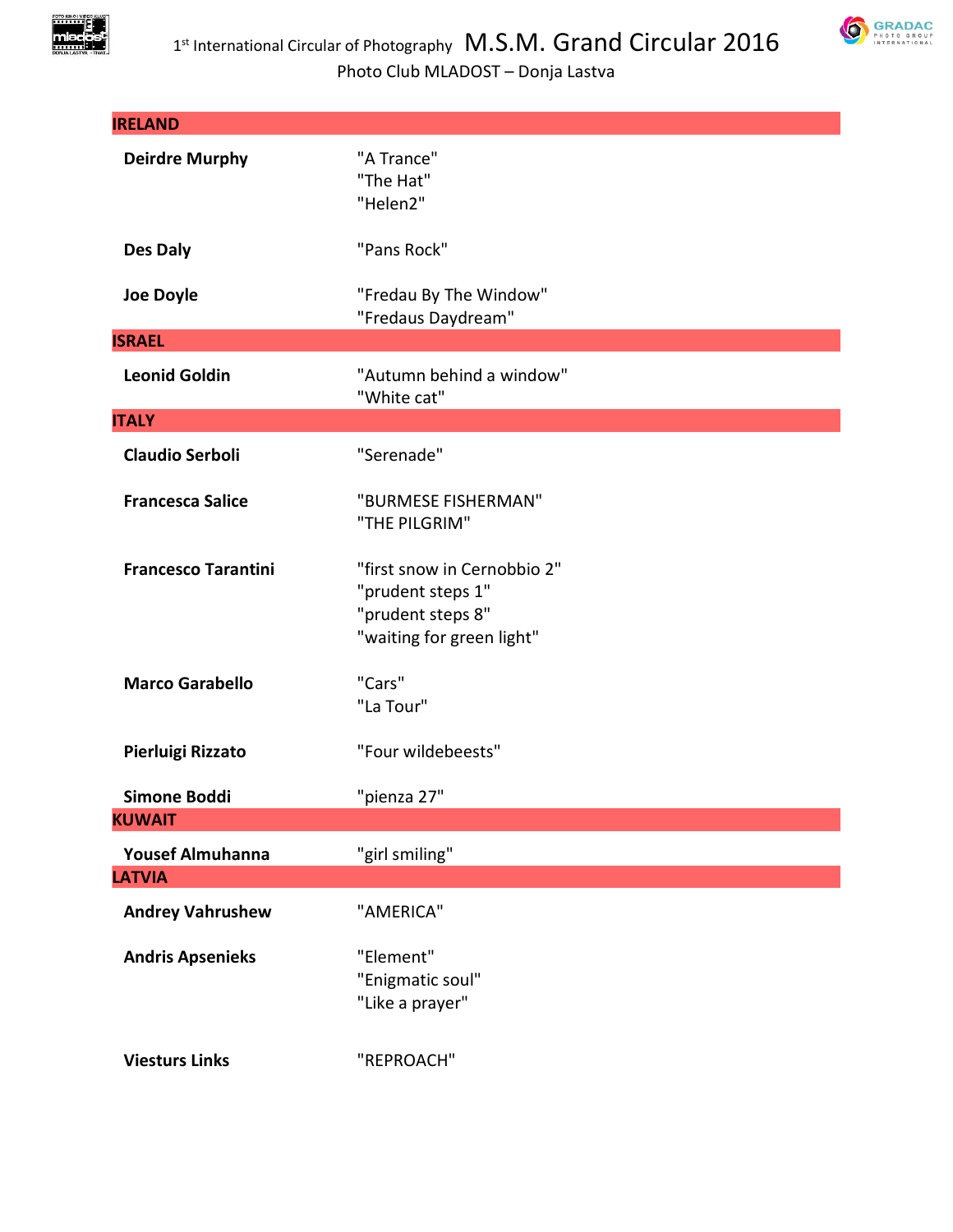## IRELAND

| | |
|---|---|
| **Deirdre Murphy** | "A Trance"<br>"The Hat"<br>"Helen2" |
| **Des Daly** | "Pans Rock" |
| **Joe Doyle** | "Fredau By The Window"<br>"Fredaus Daydream" |

## ISRAEL

| | |
|---|---|
| **Leonid Goldin** | "Autumn behind a window"<br>"White cat" |

## ITALY

| | |
|---|---|
| **Claudio Serboli** | "Serenade" |
| **Francesca Salice** | "BURMESE FISHERMAN"<br>"THE PILGRIM" |
| **Francesco Tarantini** | "first snow in Cernobbio 2"<br>"prudent steps 1"<br>"prudent steps 8"<br>"waiting for green light" |
| **Marco Garabello** | "Cars"<br>"La Tour" |
| **Pierluigi Rizzato** | "Four wildebeests" |
| **Simone Boddi** | "pienza 27" |

## KUWAIT

| | |
|---|---|
| **Yousef Almuhanna** | "girl smiling" |

## LATVIA

| | |
|---|---|
| **Andrey Vahrushew** | "AMERICA" |
| **Andris Apsenieks** | "Element"<br>"Enigmatic soul"<br>"Like a prayer" |
| **Viesturs Links** | "REPROACH" |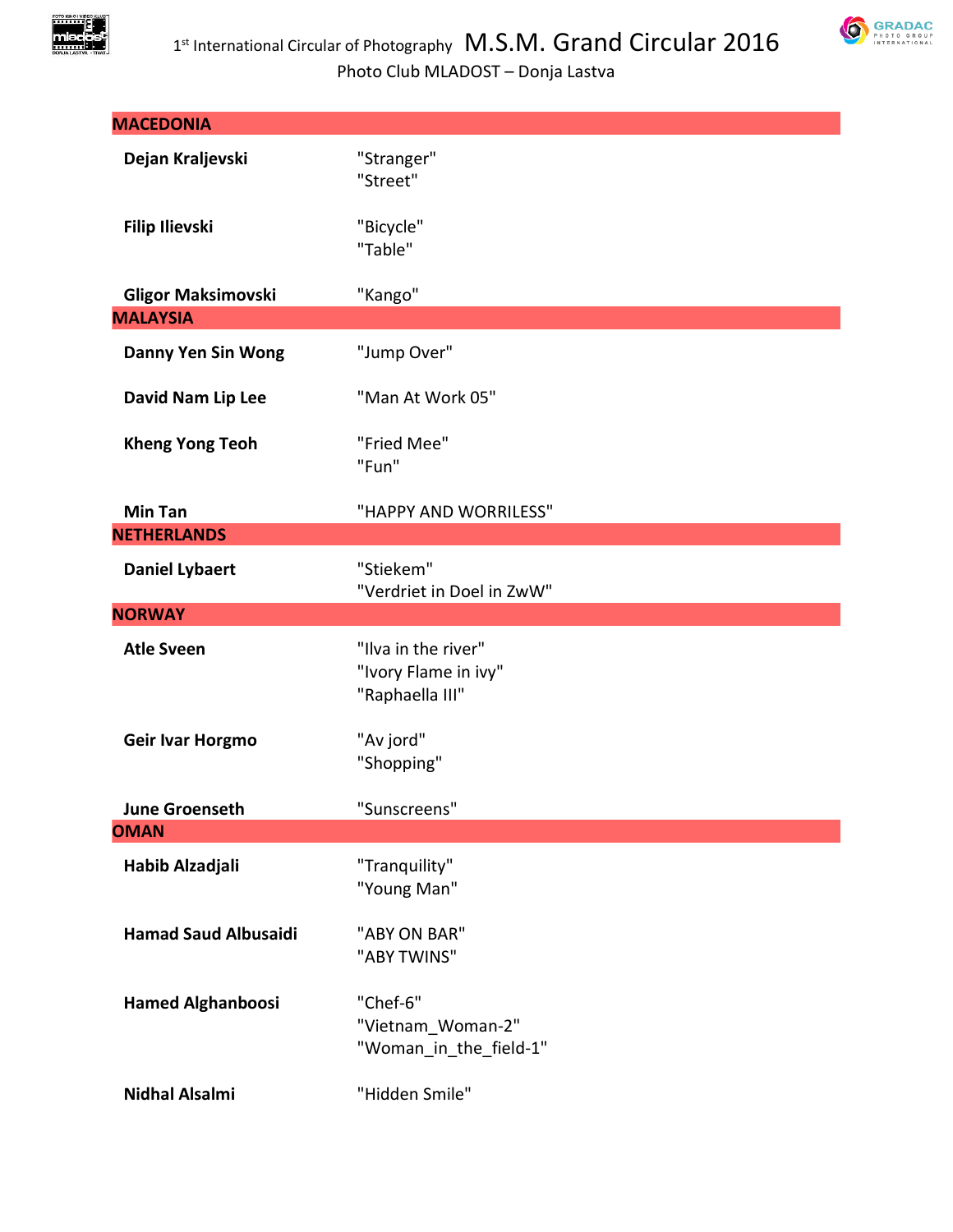## MACEDONIA

| | |
|---|---|
| **Dejan Kraljevski** | "Stranger"<br>"Street" |
| **Filip Ilievski** | "Bicycle"<br>"Table" |
| **Gligor Maksimovski** | "Kango" |

## MALAYSIA

| | |
|---|---|
| **Danny Yen Sin Wong** | "Jump Over" |
| **David Nam Lip Lee** | "Man At Work 05" |
| **Kheng Yong Teoh** | "Fried Mee"<br>"Fun" |
| **Min Tan** | "HAPPY AND WORRILESS" |

## NETHERLANDS

| | |
|---|---|
| **Daniel Lybaert** | "Stiekem"<br>"Verdriet in Doel in ZwW" |

## NORWAY

| | |
|---|---|
| **Atle Sveen** | "Ilva in the river"<br>"Ivory Flame in ivy"<br>"Raphaella III" |
| **Geir Ivar Horgmo** | "Av jord"<br>"Shopping" |
| **June Groenseth** | "Sunscreens" |

## OMAN

| | |
|---|---|
| **Habib Alzadjali** | "Tranquility"<br>"Young Man" |
| **Hamad Saud Albusaidi** | "ABY ON BAR"<br>"ABY TWINS" |
| **Hamed Alghanboosi** | "Chef-6"<br>"Vietnam_Woman-2"<br>"Woman_in_the_field-1" |
| **Nidhal Alsalmi** | "Hidden Smile" |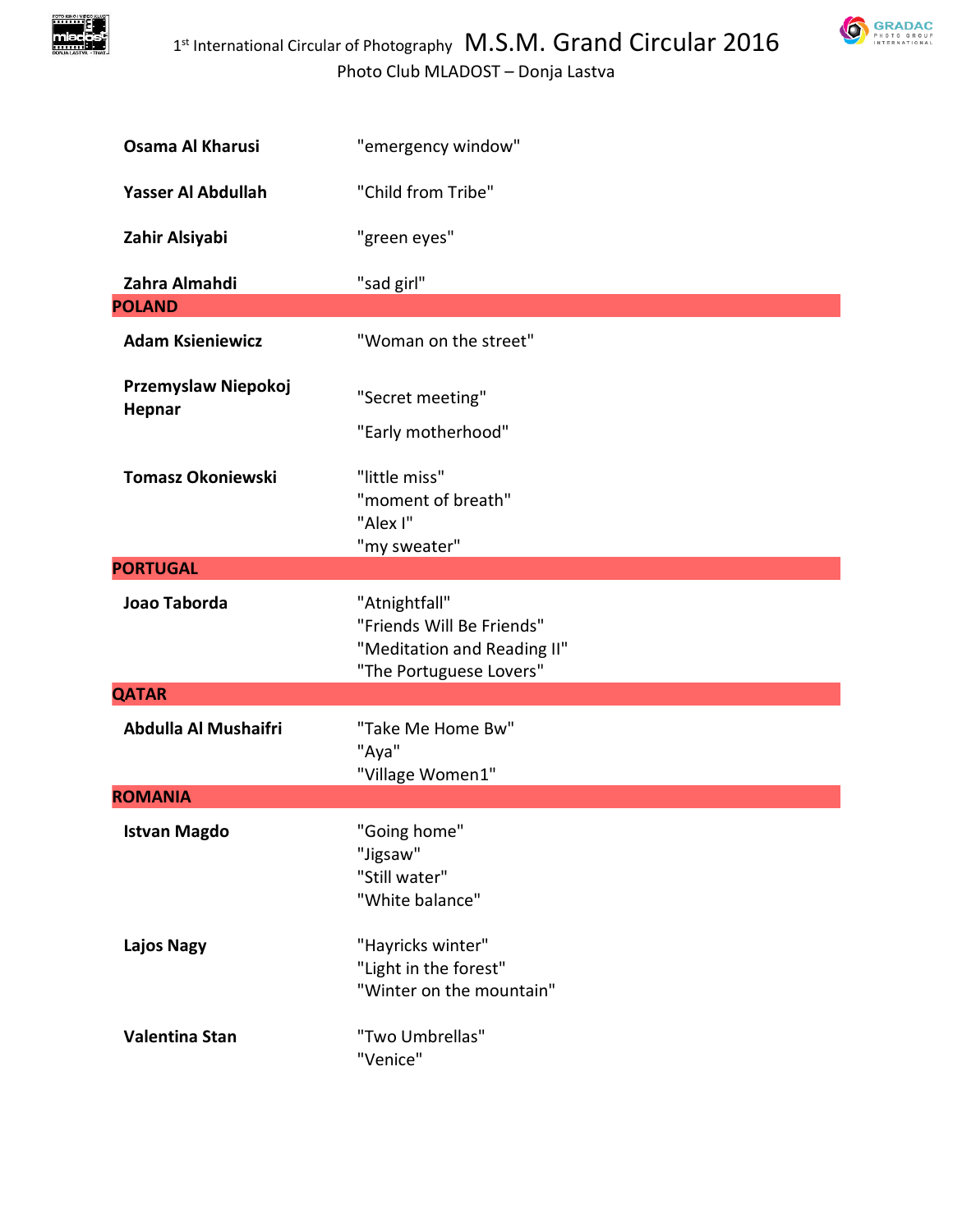| | |
|---|---|
| **Osama Al Kharusi** | "emergency window" |
| **Yasser Al Abdullah** | "Child from Tribe" |
| **Zahir Alsiyabi** | "green eyes" |
| **Zahra Almahdi** | "sad girl" |
| **POLAND** | |
| **Adam Ksieniewicz** | "Woman on the street" |
| **Przemyslaw Niepokoj Hepnar** | "Secret meeting" |
| | "Early motherhood" |
| **Tomasz Okoniewski** | "little miss" |
| | "moment of breath" |
| | "Alex I" |
| | "my sweater" |
| **PORTUGAL** | |
| **Joao Taborda** | "Atnightfall" |
| | "Friends Will Be Friends" |
| | "Meditation and Reading II" |
| | "The Portuguese Lovers" |
| **QATAR** | |
| **Abdulla Al Mushaifri** | "Take Me Home Bw" |
| | "Aya" |
| | "Village Women1" |
| **ROMANIA** | |
| **Istvan Magdo** | "Going home" |
| | "Jigsaw" |
| | "Still water" |
| | "White balance" |
| **Lajos Nagy** | "Hayricks winter" |
| | "Light in the forest" |
| | "Winter on the mountain" |
| **Valentina Stan** | "Two Umbrellas" |
| | "Venice" |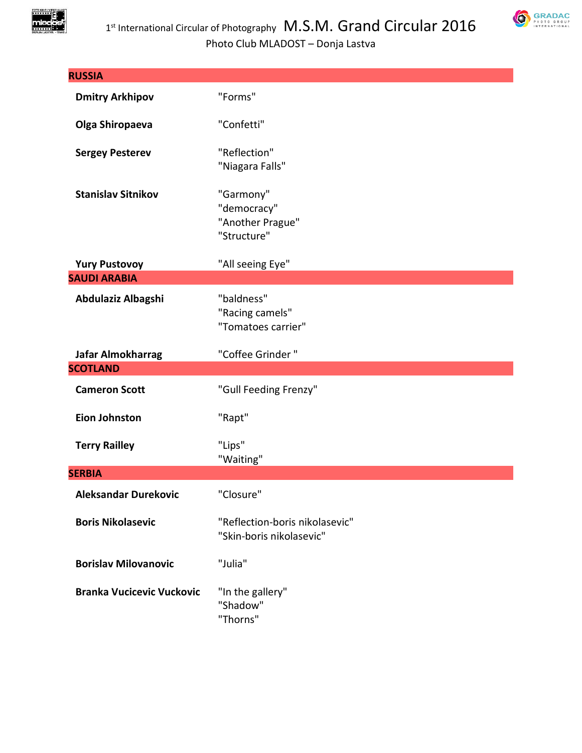| RUSSIA | |
|---|---|
| **Dmitry Arkhipov** | "Forms" |
| **Olga Shiropaeva** | "Confetti" |
| **Sergey Pesterev** | "Reflection"<br>"Niagara Falls" |
| **Stanislav Sitnikov** | "Garmony"<br>"democracy"<br>"Another Prague"<br>"Structure" |
| **Yury Pustovoy** | "All seeing Eye" |
| **SAUDI ARABIA** | |
| **Abdulaziz Albagshi** | "baldness"<br>"Racing camels"<br>"Tomatoes carrier" |
| **Jafar Almokharrag** | "Coffee Grinder " |
| **SCOTLAND** | |
| **Cameron Scott** | "Gull Feeding Frenzy" |
| **Eion Johnston** | "Rapt" |
| **Terry Railley** | "Lips"<br>"Waiting" |
| **SERBIA** | |
| **Aleksandar Durekovic** | "Closure" |
| **Boris Nikolasevic** | "Reflection-boris nikolasevic"<br>"Skin-boris nikolasevic" |
| **Borislav Milovanovic** | "Julia" |
| **Branka Vucicevic Vuckovic** | "In the gallery"<br>"Shadow"<br>"Thorns" |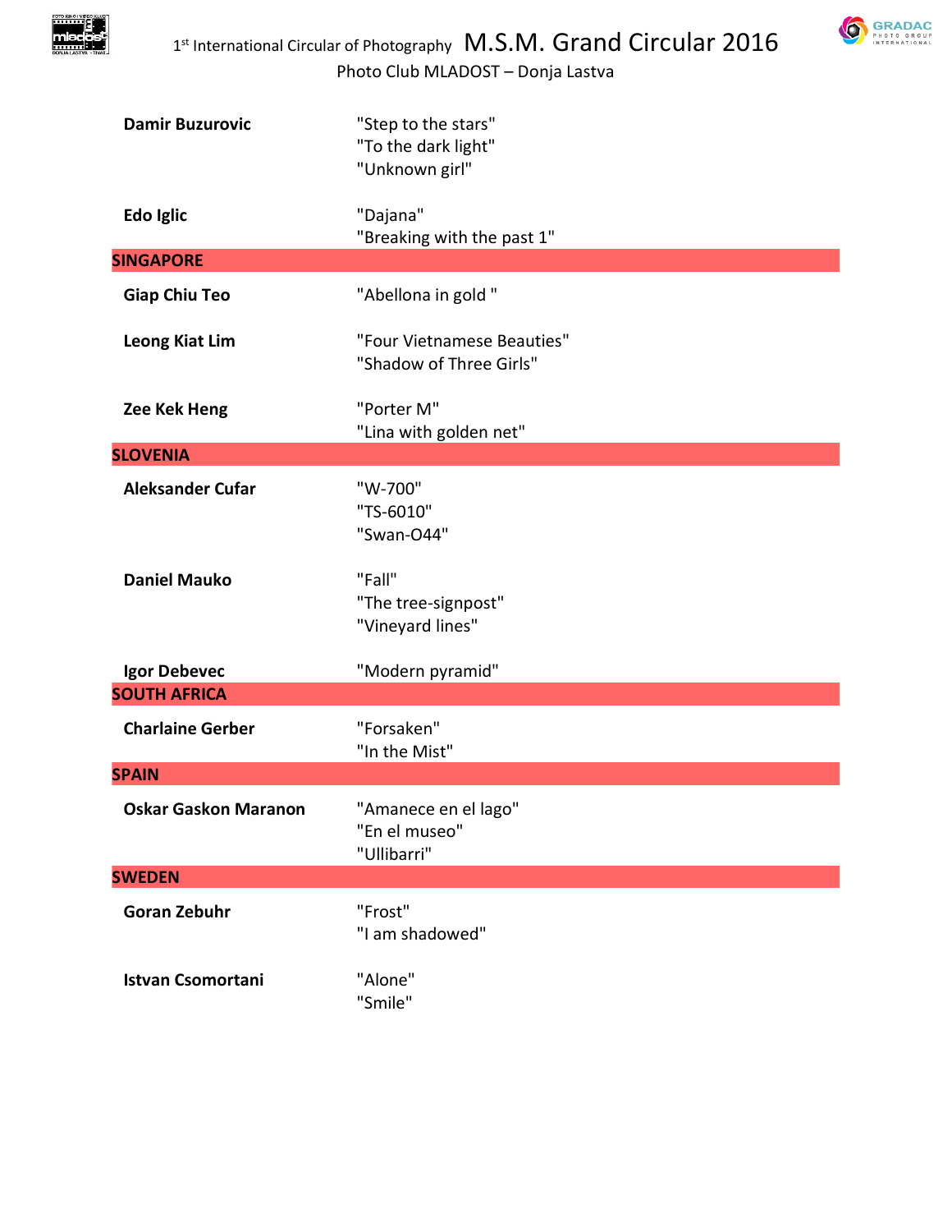| | |
|---|---|
| **Damir Buzurovic** | "Step to the stars"<br>"To the dark light"<br>"Unknown girl" |
| **Edo Iglic** | "Dajana"<br>"Breaking with the past 1" |
| **SINGAPORE** | |
| **Giap Chiu Teo** | "Abellona in gold " |
| **Leong Kiat Lim** | "Four Vietnamese Beauties"<br>"Shadow of Three Girls" |
| **Zee Kek Heng** | "Porter M"<br>"Lina with golden net" |
| **SLOVENIA** | |
| **Aleksander Cufar** | "W-700"<br>"TS-6010"<br>"Swan-O44" |
| **Daniel Mauko** | "Fall"<br>"The tree-signpost"<br>"Vineyard lines" |
| **Igor Debevec** | "Modern pyramid" |
| **SOUTH AFRICA** | |
| **Charlaine Gerber** | "Forsaken"<br>"In the Mist" |
| **SPAIN** | |
| **Oskar Gaskon Maranon** | "Amanece en el lago"<br>"En el museo"<br>"Ullibarri" |
| **SWEDEN** | |
| **Goran Zebuhr** | "Frost"<br>"I am shadowed" |
| **Istvan Csomortani** | "Alone"<br>"Smile" |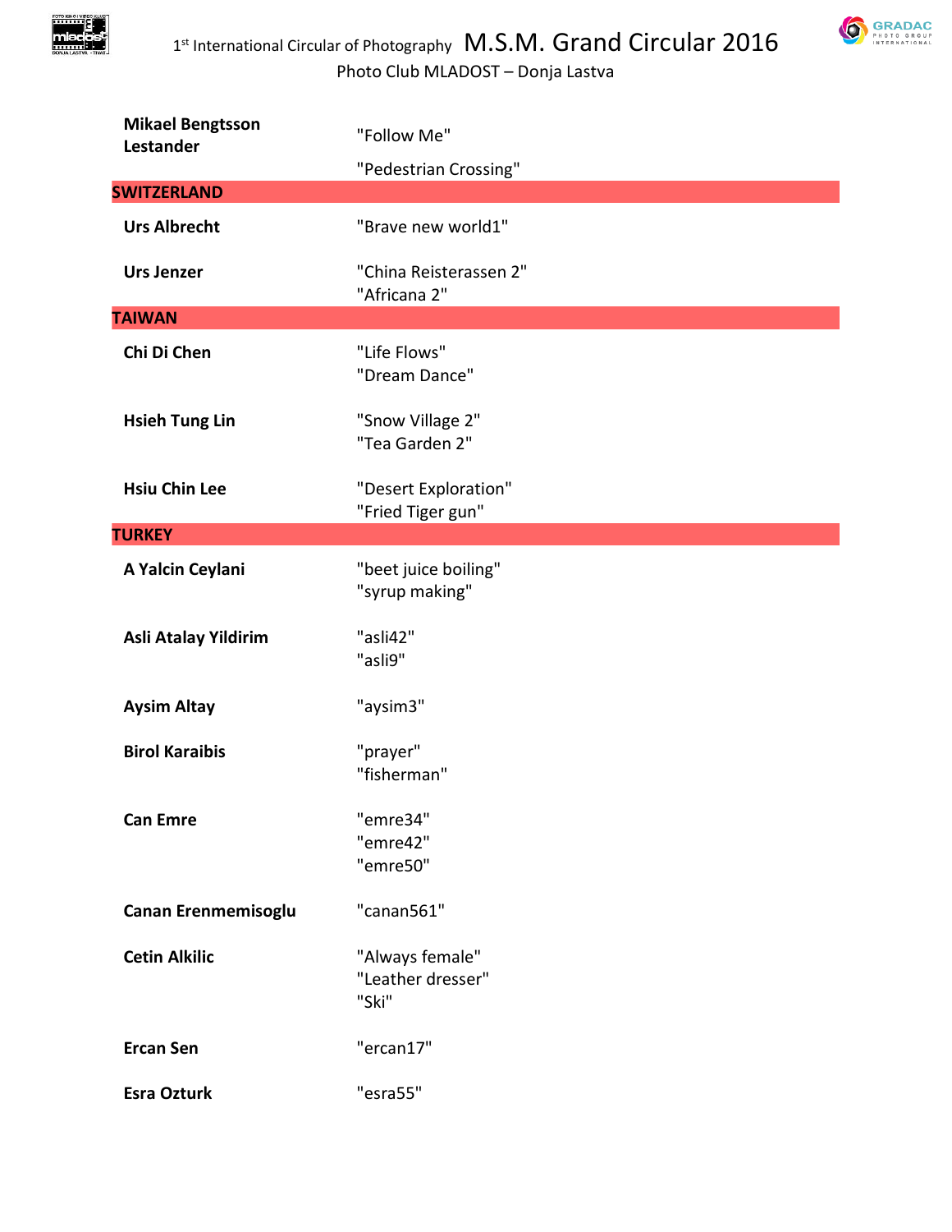| | |
|---|---|
| **Mikael Bengtsson Lestander** | "Follow Me" |
| | "Pedestrian Crossing" |
| **SWITZERLAND** | |
| **Urs Albrecht** | "Brave new world1" |
| **Urs Jenzer** | "China Reisterassen 2" |
| | "Africana 2" |
| **TAIWAN** | |
| **Chi Di Chen** | "Life Flows" |
| | "Dream Dance" |
| **Hsieh Tung Lin** | "Snow Village 2" |
| | "Tea Garden 2" |
| **Hsiu Chin Lee** | "Desert Exploration" |
| | "Fried Tiger gun" |
| **TURKEY** | |
| **A Yalcin Ceylani** | "beet juice boiling" |
| | "syrup making" |
| **Asli Atalay Yildirim** | "asli42" |
| | "asli9" |
| **Aysim Altay** | "aysim3" |
| **Birol Karaibis** | "prayer" |
| | "fisherman" |
| **Can Emre** | "emre34" |
| | "emre42" |
| | "emre50" |
| **Canan Erenmemisoglu** | "canan561" |
| **Cetin Alkilic** | "Always female" |
| | "Leather dresser" |
| | "Ski" |
| **Ercan Sen** | "ercan17" |
| **Esra Ozturk** | "esra55" |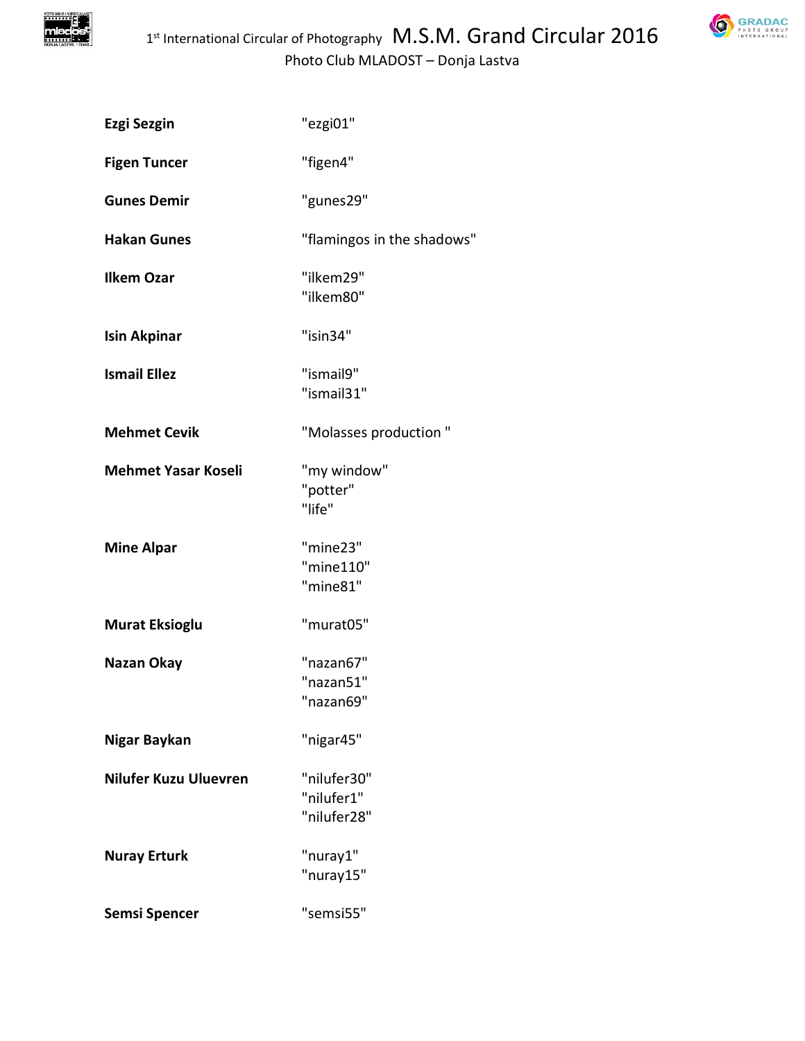| | |
|---|---|
| **Ezgi Sezgin** | "ezgi01" |
| **Figen Tuncer** | "figen4" |
| **Gunes Demir** | "gunes29" |
| **Hakan Gunes** | "flamingos in the shadows" |
| **Ilkem Ozar** | "ilkem29"<br>"ilkem80" |
| **Isin Akpinar** | "isin34" |
| **Ismail Ellez** | "ismail9"<br>"ismail31" |
| **Mehmet Cevik** | "Molasses production " |
| **Mehmet Yasar Koseli** | "my window"<br>"potter"<br>"life" |
| **Mine Alpar** | "mine23"<br>"mine110"<br>"mine81" |
| **Murat Eksioglu** | "murat05" |
| **Nazan Okay** | "nazan67"<br>"nazan51"<br>"nazan69" |
| **Nigar Baykan** | "nigar45" |
| **Nilufer Kuzu Uluevren** | "nilufer30"<br>"nilufer1"<br>"nilufer28" |
| **Nuray Erturk** | "nuray1"<br>"nuray15" |
| **Semsi Spencer** | "semsi55" |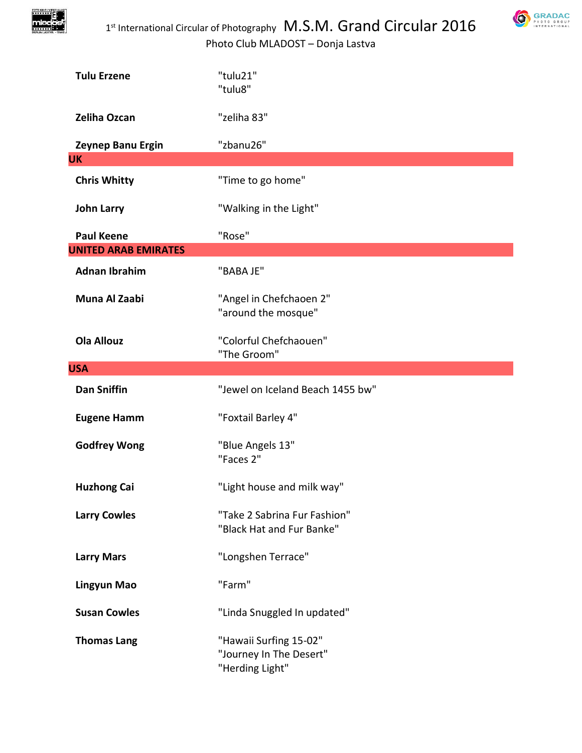| | |
|---|---|
| **Tulu Erzene** | "tulu21"<br>"tulu8" |
| **Zeliha Ozcan** | "zeliha 83" |
| **Zeynep Banu Ergin** | "zbanu26" |
| **UK** | |
| **Chris Whitty** | "Time to go home" |
| **John Larry** | "Walking in the Light" |
| **Paul Keene** | "Rose" |
| **UNITED ARAB EMIRATES** | |
| **Adnan Ibrahim** | "BABA JE" |
| **Muna Al Zaabi** | "Angel in Chefchaoen 2"<br>"around the mosque" |
| **Ola Allouz** | "Colorful Chefchaouen"<br>"The Groom" |
| **USA** | |
| **Dan Sniffin** | "Jewel on Iceland Beach 1455 bw" |
| **Eugene Hamm** | "Foxtail Barley 4" |
| **Godfrey Wong** | "Blue Angels 13"<br>"Faces 2" |
| **Huzhong Cai** | "Light house and milk way" |
| **Larry Cowles** | "Take 2 Sabrina Fur Fashion"<br>"Black Hat and Fur Banke" |
| **Larry Mars** | "Longshen Terrace" |
| **Lingyun Mao** | "Farm" |
| **Susan Cowles** | "Linda Snuggled In updated" |
| **Thomas Lang** | "Hawaii Surfing 15-02"<br>"Journey In The Desert"<br>"Herding Light" |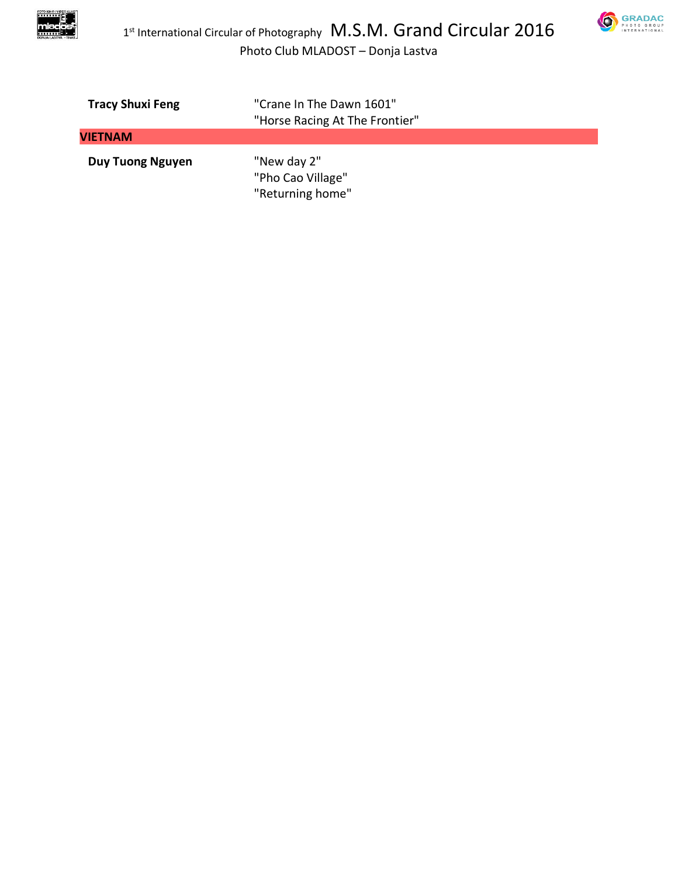| | |
|---|---|
| **Tracy Shuxi Feng** | "Crane In The Dawn 1601" |
| | "Horse Racing At The Frontier" |
| **VIETNAM** | |
| **Duy Tuong Nguyen** | "New day 2" |
| | "Pho Cao Village" |
| | "Returning home" |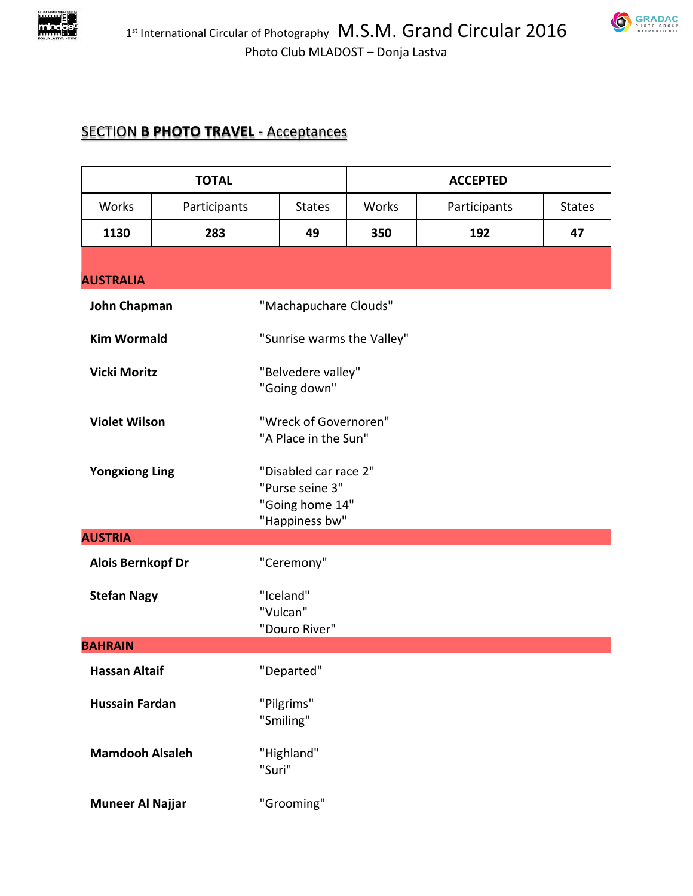## SECTION B PHOTO TRAVEL - Acceptances

| TOTAL | | | ACCEPTED | | |
|---|---|---|---|---|---|
| Works | Participants | States | Works | Participants | States |
| **1130** | **283** | **49** | **350** | **192** | **47** |

### AUSTRALIA

**John Chapman**
"Machapuchare Clouds"

**Kim Wormald**
"Sunrise warms the Valley"

**Vicki Moritz**
"Belvedere valley"
"Going down"

**Violet Wilson**
"Wreck of Governoren"
"A Place in the Sun"

**Yongxiong Ling**
"Disabled car race 2"
"Purse seine 3"
"Going home 14"
"Happiness bw"

### AUSTRIA

**Alois Bernkopf Dr**
"Ceremony"

**Stefan Nagy**
"Iceland"
"Vulcan"
"Douro River"

### BAHRAIN

**Hassan Altaif**
"Departed"

**Hussain Fardan**
"Pilgrims"
"Smiling"

**Mamdooh Alsaleh**
"Highland"
"Suri"

**Muneer Al Najjar**
"Grooming"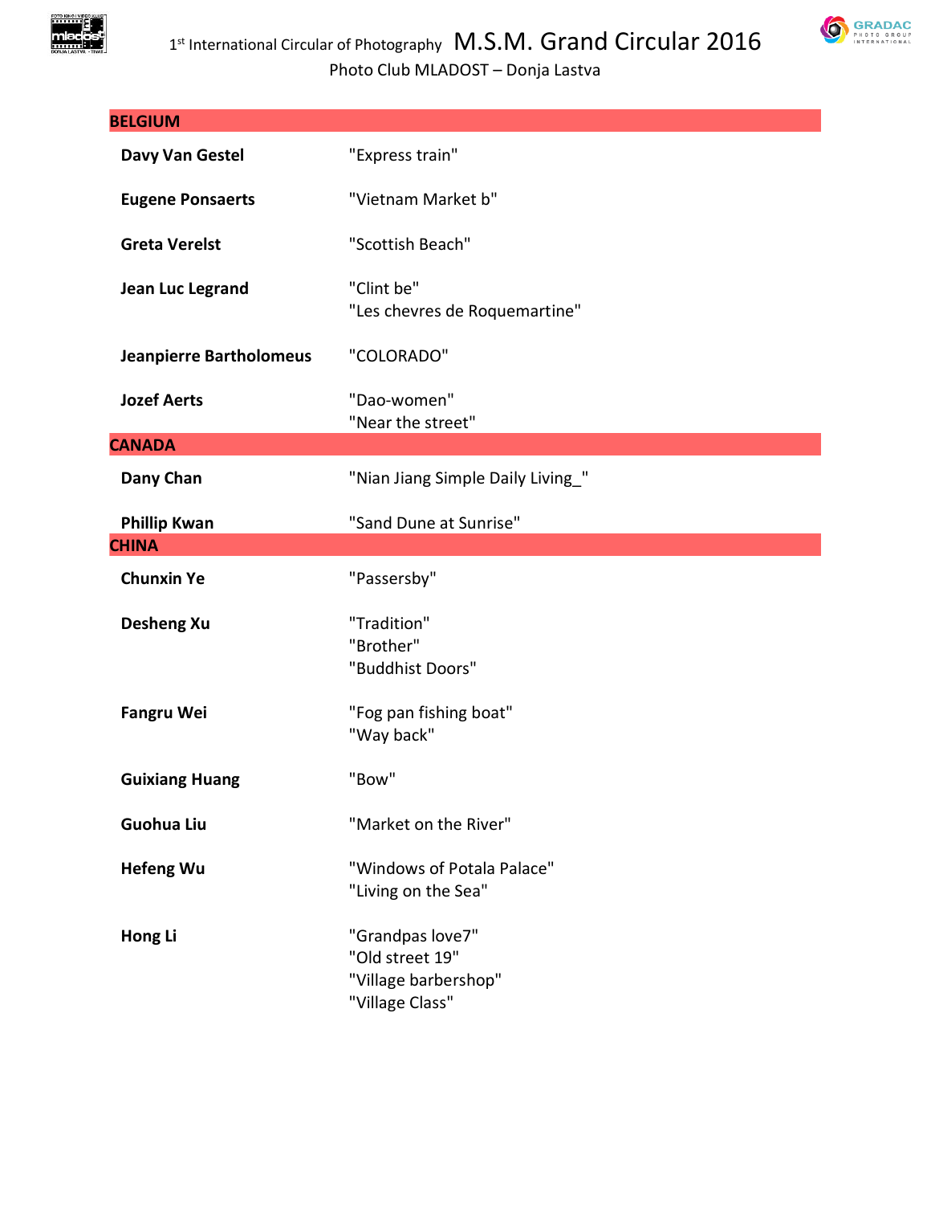## BELGIUM

| | |
|---|---|
| **Davy Van Gestel** | "Express train" |
| **Eugene Ponsaerts** | "Vietnam Market b" |
| **Greta Verelst** | "Scottish Beach" |
| **Jean Luc Legrand** | "Clint be"<br>"Les chevres de Roquemartine" |
| **Jeanpierre Bartholomeus** | "COLORADO" |
| **Jozef Aerts** | "Dao-women"<br>"Near the street" |

## CANADA

| | |
|---|---|
| **Dany Chan** | "Nian Jiang Simple Daily Living_" |
| **Phillip Kwan** | "Sand Dune at Sunrise" |

## CHINA

| | |
|---|---|
| **Chunxin Ye** | "Passersby" |
| **Desheng Xu** | "Tradition"<br>"Brother"<br>"Buddhist Doors" |
| **Fangru Wei** | "Fog pan fishing boat"<br>"Way back" |
| **Guixiang Huang** | "Bow" |
| **Guohua Liu** | "Market on the River" |
| **Hefeng Wu** | "Windows of Potala Palace"<br>"Living on the Sea" |
| **Hong Li** | "Grandpas love7"<br>"Old street 19"<br>"Village barbershop"<br>"Village Class" |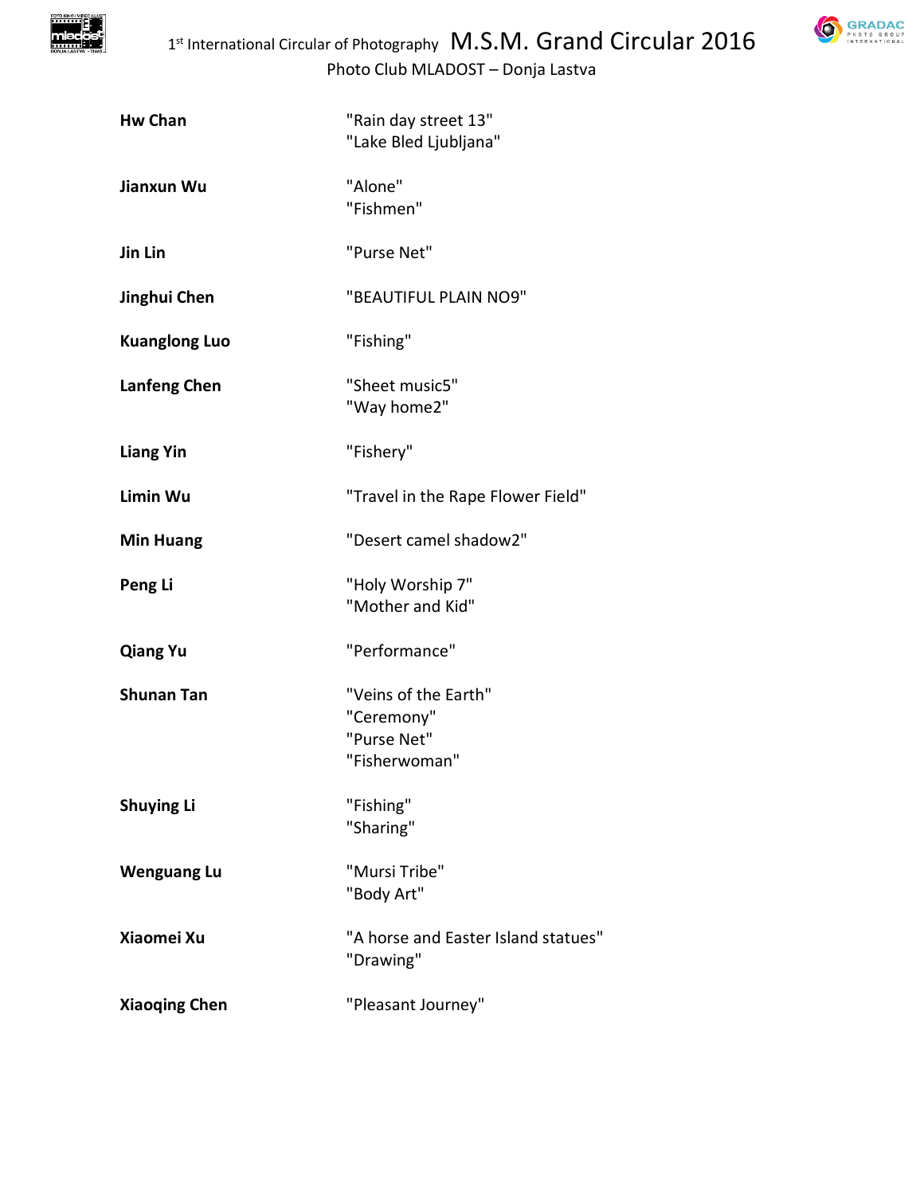| | |
|---|---|
| **Hw Chan** | "Rain day street 13"<br>"Lake Bled Ljubljana" |
| **Jianxun Wu** | "Alone"<br>"Fishmen" |
| **Jin Lin** | "Purse Net" |
| **Jinghui Chen** | "BEAUTIFUL PLAIN NO9" |
| **Kuanglong Luo** | "Fishing" |
| **Lanfeng Chen** | "Sheet music5"<br>"Way home2" |
| **Liang Yin** | "Fishery" |
| **Limin Wu** | "Travel in the Rape Flower Field" |
| **Min Huang** | "Desert camel shadow2" |
| **Peng Li** | "Holy Worship 7"<br>"Mother and Kid" |
| **Qiang Yu** | "Performance" |
| **Shunan Tan** | "Veins of the Earth"<br>"Ceremony"<br>"Purse Net"<br>"Fisherwoman" |
| **Shuying Li** | "Fishing"<br>"Sharing" |
| **Wenguang Lu** | "Mursi Tribe"<br>"Body Art" |
| **Xiaomei Xu** | "A horse and Easter Island statues"<br>"Drawing" |
| **Xiaoqing Chen** | "Pleasant Journey" |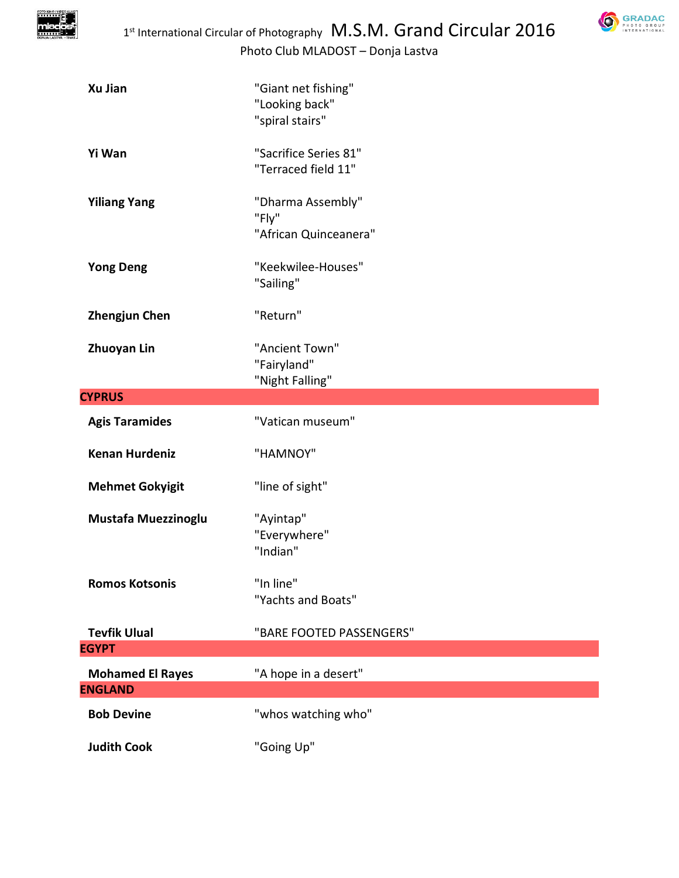| | |
|---|---|
| **Xu Jian** | "Giant net fishing"<br>"Looking back"<br>"spiral stairs" |
| **Yi Wan** | "Sacrifice Series 81"<br>"Terraced field 11" |
| **Yiliang Yang** | "Dharma Assembly"<br>"Fly"<br>"African Quinceanera" |
| **Yong Deng** | "Keekwilee-Houses"<br>"Sailing" |
| **Zhengjun Chen** | "Return" |
| **Zhuoyan Lin** | "Ancient Town"<br>"Fairyland"<br>"Night Falling" |
| **CYPRUS** | |
| **Agis Taramides** | "Vatican museum" |
| **Kenan Hurdeniz** | "HAMNOY" |
| **Mehmet Gokyigit** | "line of sight" |
| **Mustafa Muezzinoglu** | "Ayintap"<br>"Everywhere"<br>"Indian" |
| **Romos Kotsonis** | "In line"<br>"Yachts and Boats" |
| **Tevfik Ulual** | "BARE FOOTED PASSENGERS" |
| **EGYPT** | |
| **Mohamed El Rayes** | "A hope in a desert" |
| **ENGLAND** | |
| **Bob Devine** | "whos watching who" |
| **Judith Cook** | "Going Up" |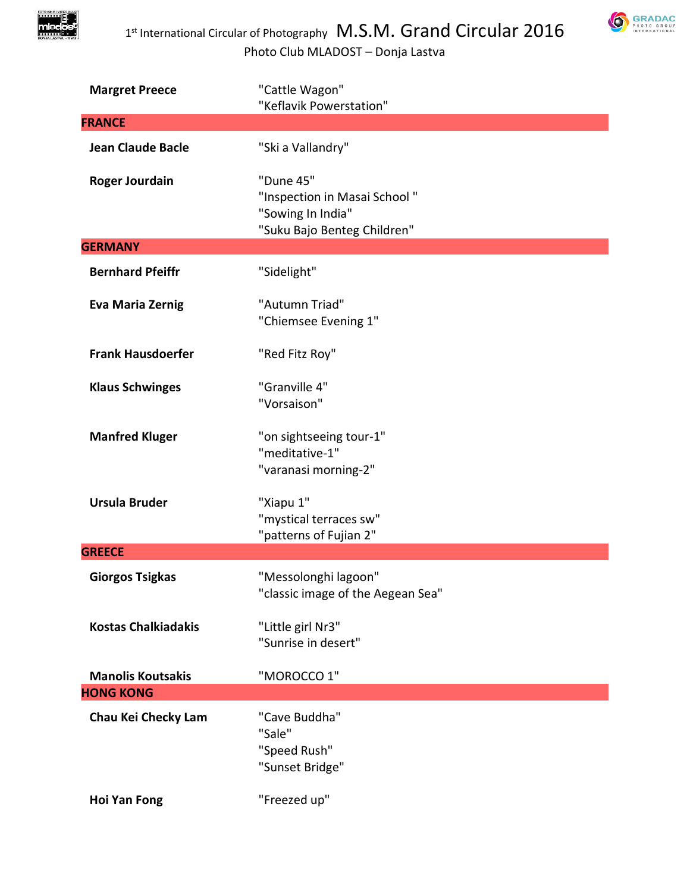| | |
|---|---|
| **Margret Preece** | "Cattle Wagon"<br>"Keflavik Powerstation" |
| **FRANCE** | |
| **Jean Claude Bacle** | "Ski a Vallandry" |
| **Roger Jourdain** | "Dune 45"<br>"Inspection in Masai School "<br>"Sowing In India"<br>"Suku Bajo Benteg Children" |
| **GERMANY** | |
| **Bernhard Pfeiffr** | "Sidelight" |
| **Eva Maria Zernig** | "Autumn Triad"<br>"Chiemsee Evening 1" |
| **Frank Hausdoerfer** | "Red Fitz Roy" |
| **Klaus Schwinges** | "Granville 4"<br>"Vorsaison" |
| **Manfred Kluger** | "on sightseeing tour-1"<br>"meditative-1"<br>"varanasi morning-2" |
| **Ursula Bruder** | "Xiapu 1"<br>"mystical terraces sw"<br>"patterns of Fujian 2" |
| **GREECE** | |
| **Giorgos Tsigkas** | "Messolonghi lagoon"<br>"classic image of the Aegean Sea" |
| **Kostas Chalkiadakis** | "Little girl Nr3"<br>"Sunrise in desert" |
| **Manolis Koutsakis** | "MOROCCO 1" |
| **HONG KONG** | |
| **Chau Kei Checky Lam** | "Cave Buddha"<br>"Sale"<br>"Speed Rush"<br>"Sunset Bridge" |
| **Hoi Yan Fong** | "Freezed up" |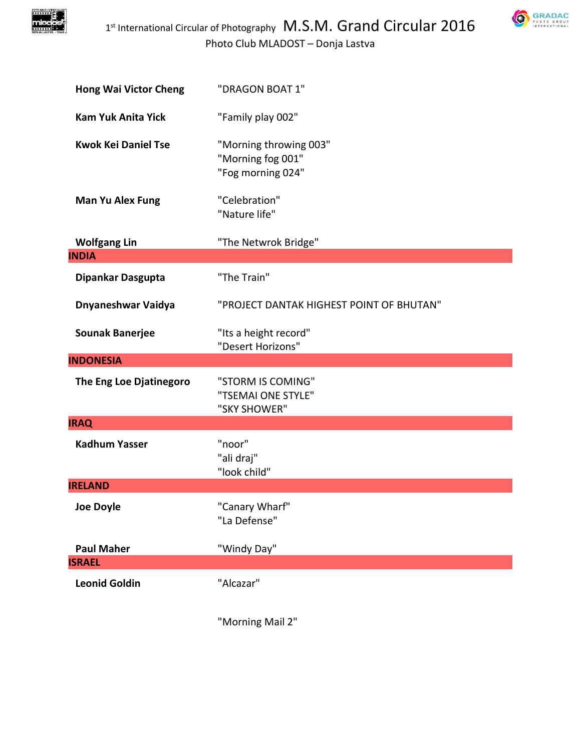| | |
|---|---|
| **Hong Wai Victor Cheng** | "DRAGON BOAT 1" |
| **Kam Yuk Anita Yick** | "Family play 002" |
| **Kwok Kei Daniel Tse** | "Morning throwing 003"<br>"Morning fog 001"<br>"Fog morning 024" |
| **Man Yu Alex Fung** | "Celebration"<br>"Nature life" |
| **Wolfgang Lin** | "The Netwrok Bridge" |
| **INDIA** | |
| **Dipankar Dasgupta** | "The Train" |
| **Dnyaneshwar Vaidya** | "PROJECT DANTAK HIGHEST POINT OF BHUTAN" |
| **Sounak Banerjee** | "Its a height record"<br>"Desert Horizons" |
| **INDONESIA** | |
| **The Eng Loe Djatinegoro** | "STORM IS COMING"<br>"TSEMAI ONE STYLE"<br>"SKY SHOWER" |
| **IRAQ** | |
| **Kadhum Yasser** | "noor"<br>"ali draj"<br>"look child" |
| **IRELAND** | |
| **Joe Doyle** | "Canary Wharf"<br>"La Defense" |
| **Paul Maher** | "Windy Day" |
| **ISRAEL** | |
| **Leonid Goldin** | "Alcazar" |
| | "Morning Mail 2" |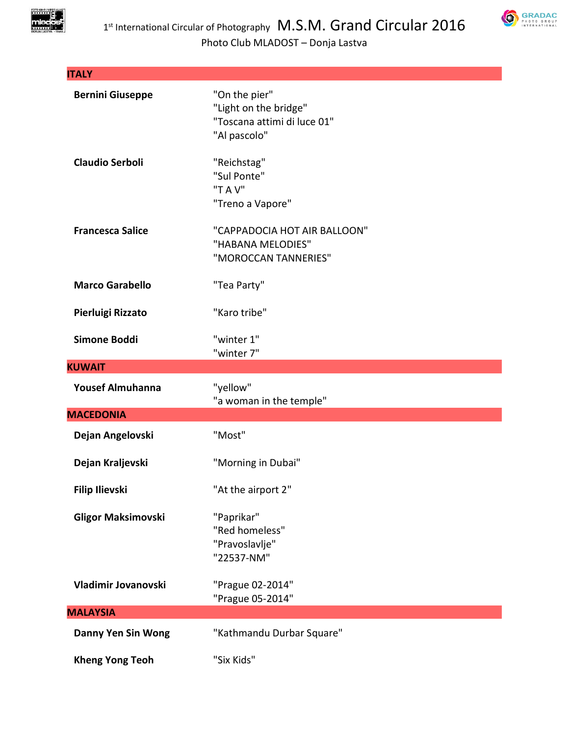## ITALY

| | |
|---|---|
| **Bernini Giuseppe** | "On the pier"<br>"Light on the bridge"<br>"Toscana attimi di luce 01"<br>"Al pascolo" |
| **Claudio Serboli** | "Reichstag"<br>"Sul Ponte"<br>"T A V"<br>"Treno a Vapore" |
| **Francesca Salice** | "CAPPADOCIA HOT AIR BALLOON"<br>"HABANA MELODIES"<br>"MOROCCAN TANNERIES" |
| **Marco Garabello** | "Tea Party" |
| **Pierluigi Rizzato** | "Karo tribe" |
| **Simone Boddi** | "winter 1"<br>"winter 7" |

## KUWAIT

| | |
|---|---|
| **Yousef Almuhanna** | "yellow"<br>"a woman in the temple" |

## MACEDONIA

| | |
|---|---|
| **Dejan Angelovski** | "Most" |
| **Dejan Kraljevski** | "Morning in Dubai" |
| **Filip Ilievski** | "At the airport 2" |
| **Gligor Maksimovski** | "Paprikar"<br>"Red homeless"<br>"Pravoslavlje"<br>"22537-NM" |
| **Vladimir Jovanovski** | "Prague 02-2014"<br>"Prague 05-2014" |

## MALAYSIA

| | |
|---|---|
| **Danny Yen Sin Wong** | "Kathmandu Durbar Square" |
| **Kheng Yong Teoh** | "Six Kids" |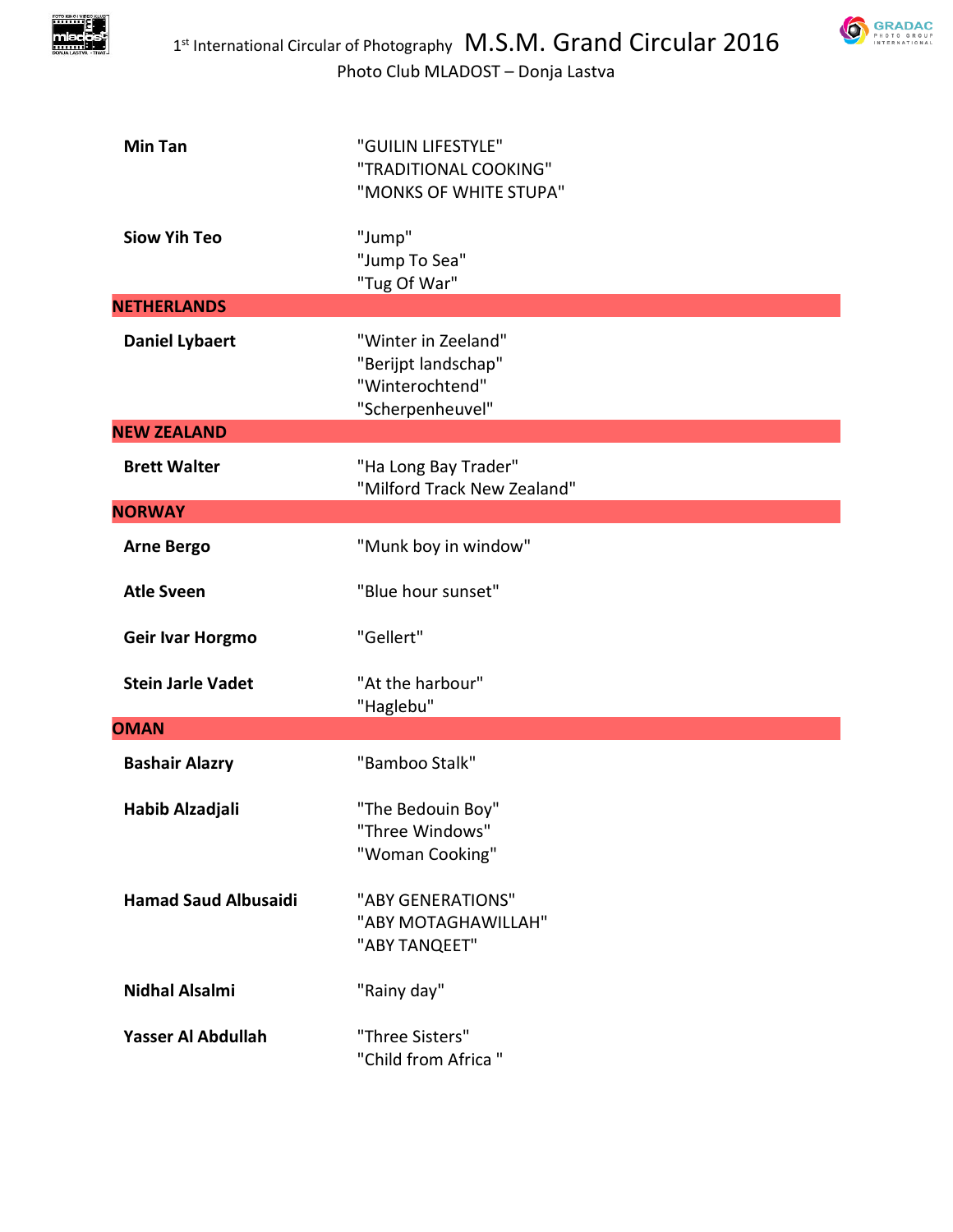| | |
|---|---|
| **Min Tan** | "GUILIN LIFESTYLE" |
| | "TRADITIONAL COOKING" |
| | "MONKS OF WHITE STUPA" |
| **Siow Yih Teo** | "Jump" |
| | "Jump To Sea" |
| | "Tug Of War" |
| **NETHERLANDS** | |
| **Daniel Lybaert** | "Winter in Zeeland" |
| | "Berijpt landschap" |
| | "Winterochtend" |
| | "Scherpenheuvel" |
| **NEW ZEALAND** | |
| **Brett Walter** | "Ha Long Bay Trader" |
| | "Milford Track New Zealand" |
| **NORWAY** | |
| **Arne Bergo** | "Munk boy in window" |
| **Atle Sveen** | "Blue hour sunset" |
| **Geir Ivar Horgmo** | "Gellert" |
| **Stein Jarle Vadet** | "At the harbour" |
| | "Haglebu" |
| **OMAN** | |
| **Bashair Alazry** | "Bamboo Stalk" |
| **Habib Alzadjali** | "The Bedouin Boy" |
| | "Three Windows" |
| | "Woman Cooking" |
| **Hamad Saud Albusaidi** | "ABY GENERATIONS" |
| | "ABY MOTAGHAWILLAH" |
| | "ABY TANQEET" |
| **Nidhal Alsalmi** | "Rainy day" |
| **Yasser Al Abdullah** | "Three Sisters" |
| | "Child from Africa " |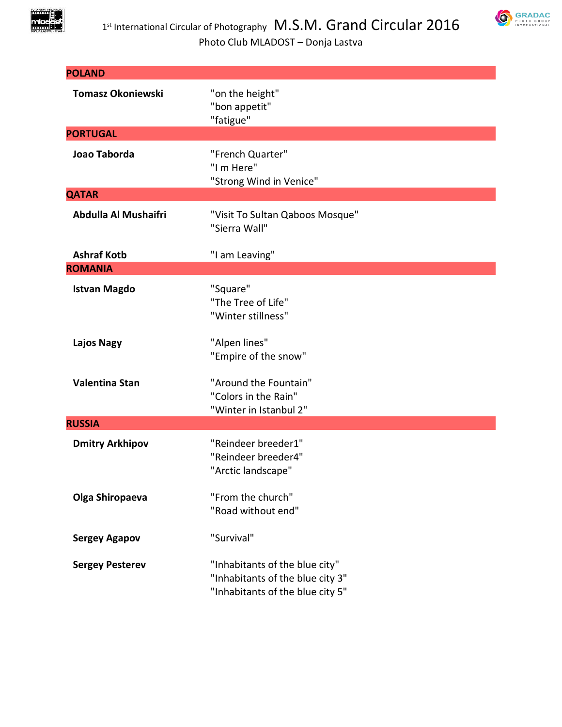## POLAND

**Tomasz Okoniewski**
"on the height"
"bon appetit"
"fatigue"

## PORTUGAL

**Joao Taborda**
"French Quarter"
"I m Here"
"Strong Wind in Venice"

## QATAR

**Abdulla Al Mushaifri**
"Visit To Sultan Qaboos Mosque"
"Sierra Wall"

**Ashraf Kotb**
"I am Leaving"

## ROMANIA

**Istvan Magdo**
"Square"
"The Tree of Life"
"Winter stillness"

**Lajos Nagy**
"Alpen lines"
"Empire of the snow"

**Valentina Stan**
"Around the Fountain"
"Colors in the Rain"
"Winter in Istanbul 2"

## RUSSIA

**Dmitry Arkhipov**
"Reindeer breeder1"
"Reindeer breeder4"
"Arctic landscape"

**Olga Shiropaeva**
"From the church"
"Road without end"

**Sergey Agapov**
"Survival"

**Sergey Pesterev**
"Inhabitants of the blue city"
"Inhabitants of the blue city 3"
"Inhabitants of the blue city 5"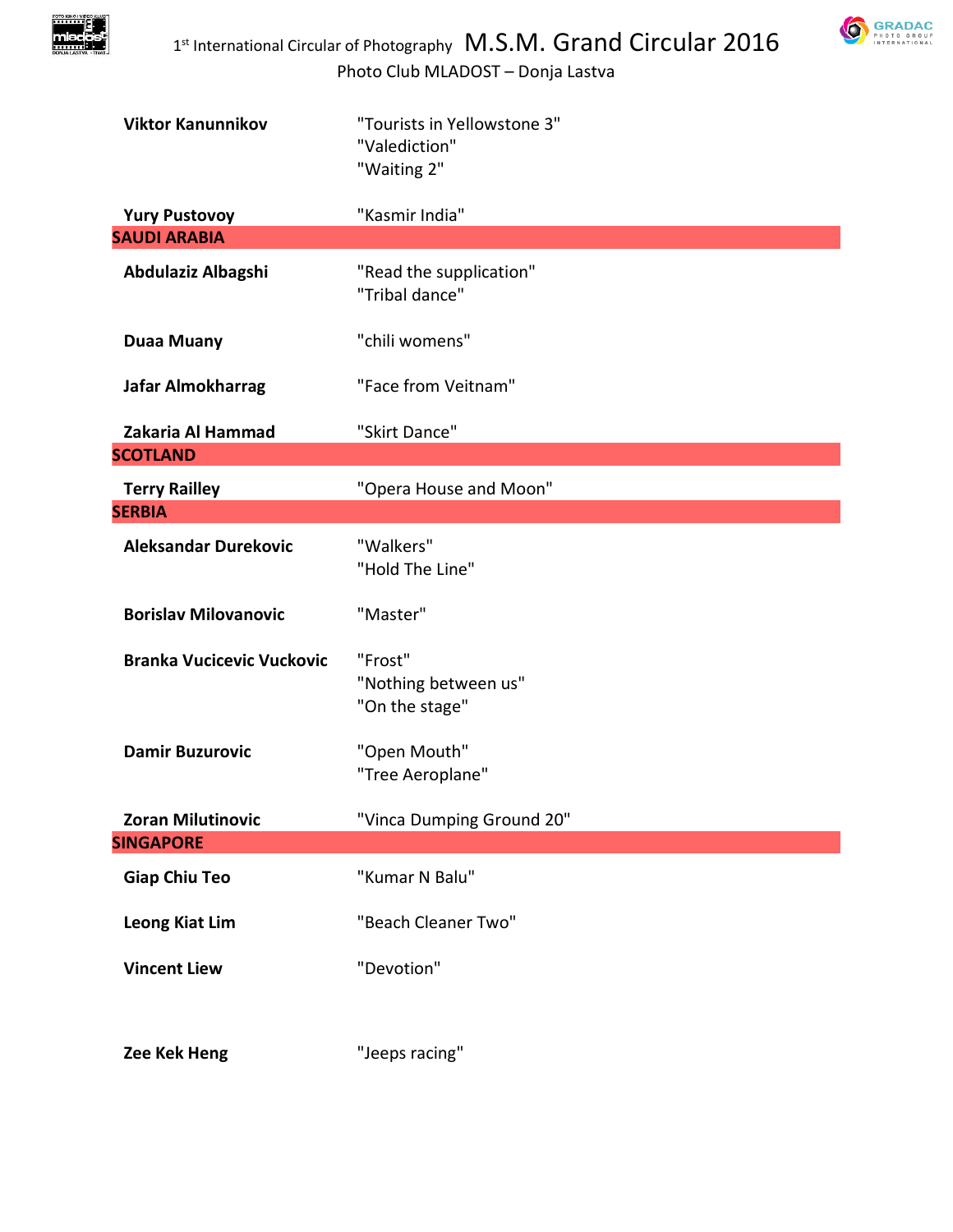**Viktor Kanunnikov** "Tourists in Yellowstone 3"
"Valediction"
"Waiting 2"

**Yury Pustovoy** "Kasmir India"

## SAUDI ARABIA

**Abdulaziz Albagshi** "Read the supplication"
"Tribal dance"

**Duaa Muany** "chili womens"

**Jafar Almokharrag** "Face from Veitnam"

**Zakaria Al Hammad** "Skirt Dance"

## SCOTLAND

**Terry Railley** "Opera House and Moon"

## SERBIA

**Aleksandar Durekovic** "Walkers"
"Hold The Line"

**Borislav Milovanovic** "Master"

**Branka Vucicevic Vuckovic** "Frost"
"Nothing between us"
"On the stage"

**Damir Buzurovic** "Open Mouth"
"Tree Aeroplane"

**Zoran Milutinovic** "Vinca Dumping Ground 20"

## SINGAPORE

**Giap Chiu Teo** "Kumar N Balu"

**Leong Kiat Lim** "Beach Cleaner Two"

**Vincent Liew** "Devotion"

**Zee Kek Heng** "Jeeps racing"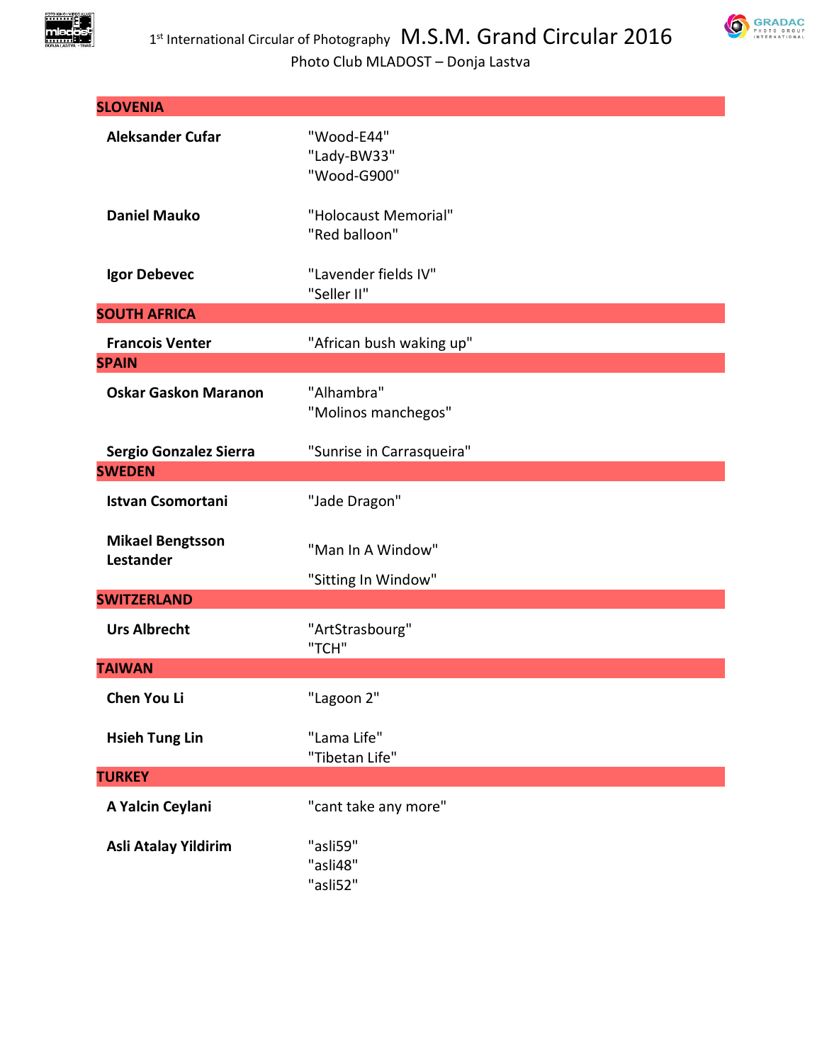## SLOVENIA

| | |
|---|---|
| **Aleksander Cufar** | "Wood-E44"<br>"Lady-BW33"<br>"Wood-G900" |
| **Daniel Mauko** | "Holocaust Memorial"<br>"Red balloon" |
| **Igor Debevec** | "Lavender fields IV"<br>"Seller II" |

## SOUTH AFRICA

| | |
|---|---|
| **Francois Venter** | "African bush waking up" |

## SPAIN

| | |
|---|---|
| **Oskar Gaskon Maranon** | "Alhambra"<br>"Molinos manchegos" |
| **Sergio Gonzalez Sierra** | "Sunrise in Carrasqueira" |

## SWEDEN

| | |
|---|---|
| **Istvan Csomortani** | "Jade Dragon" |
| **Mikael Bengtsson Lestander** | "Man In A Window"<br>"Sitting In Window" |

## SWITZERLAND

| | |
|---|---|
| **Urs Albrecht** | "ArtStrasbourg"<br>"TCH" |

## TAIWAN

| | |
|---|---|
| **Chen You Li** | "Lagoon 2" |
| **Hsieh Tung Lin** | "Lama Life"<br>"Tibetan Life" |

## TURKEY

| | |
|---|---|
| **A Yalcin Ceylani** | "cant take any more" |
| **Asli Atalay Yildirim** | "asli59"<br>"asli48"<br>"asli52" |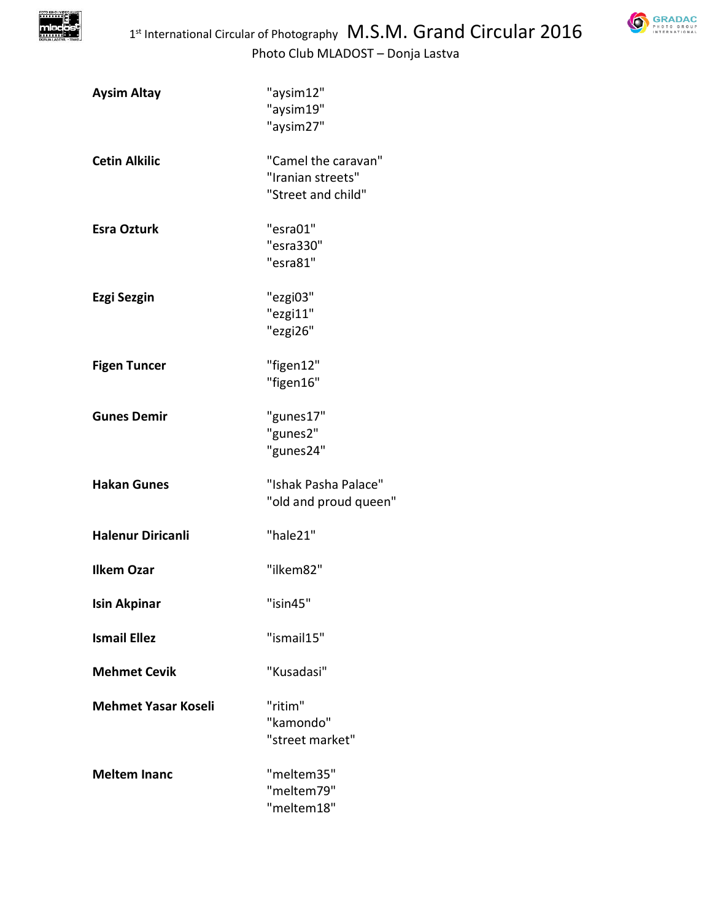| | |
|---|---|
| **Aysim Altay** | "aysim12"<br>"aysim19"<br>"aysim27" |
| **Cetin Alkilic** | "Camel the caravan"<br>"Iranian streets"<br>"Street and child" |
| **Esra Ozturk** | "esra01"<br>"esra330"<br>"esra81" |
| **Ezgi Sezgin** | "ezgi03"<br>"ezgi11"<br>"ezgi26" |
| **Figen Tuncer** | "figen12"<br>"figen16" |
| **Gunes Demir** | "gunes17"<br>"gunes2"<br>"gunes24" |
| **Hakan Gunes** | "Ishak Pasha Palace"<br>"old and proud queen" |
| **Halenur Diricanli** | "hale21" |
| **Ilkem Ozar** | "ilkem82" |
| **Isin Akpinar** | "isin45" |
| **Ismail Ellez** | "ismail15" |
| **Mehmet Cevik** | "Kusadasi" |
| **Mehmet Yasar Koseli** | "ritim"<br>"kamondo"<br>"street market" |
| **Meltem Inanc** | "meltem35"<br>"meltem79"<br>"meltem18" |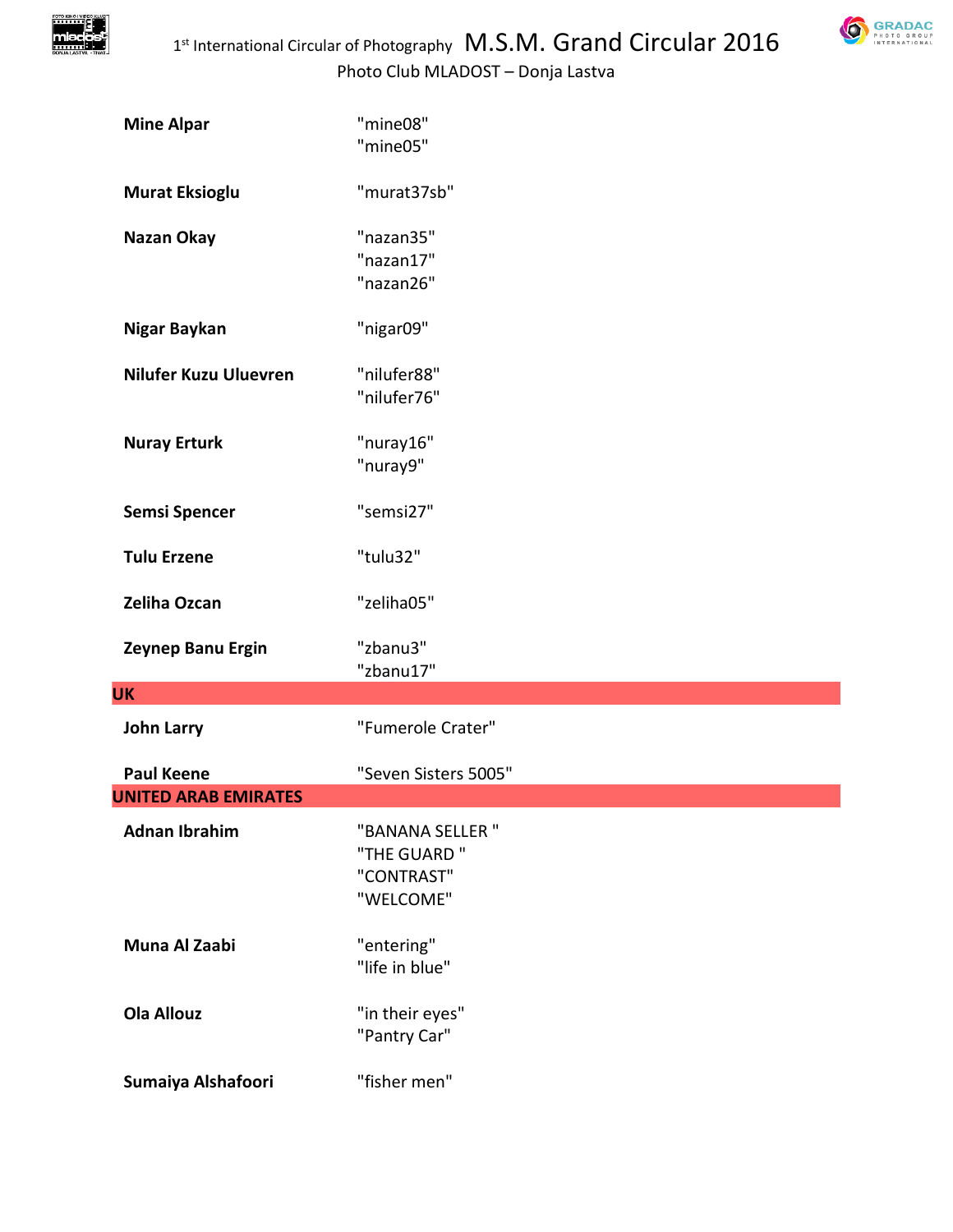| | |
|---|---|
| **Mine Alpar** | "mine08"<br>"mine05" |
| **Murat Eksioglu** | "murat37sb" |
| **Nazan Okay** | "nazan35"<br>"nazan17"<br>"nazan26" |
| **Nigar Baykan** | "nigar09" |
| **Nilufer Kuzu Uluevren** | "nilufer88"<br>"nilufer76" |
| **Nuray Erturk** | "nuray16"<br>"nuray9" |
| **Semsi Spencer** | "semsi27" |
| **Tulu Erzene** | "tulu32" |
| **Zeliha Ozcan** | "zeliha05" |
| **Zeynep Banu Ergin** | "zbanu3"<br>"zbanu17" |
| **UK** | |
| **John Larry** | "Fumerole Crater" |
| **Paul Keene** | "Seven Sisters 5005" |
| **UNITED ARAB EMIRATES** | |
| **Adnan Ibrahim** | "BANANA SELLER "<br>"THE GUARD "<br>"CONTRAST"<br>"WELCOME" |
| **Muna Al Zaabi** | "entering"<br>"life in blue" |
| **Ola Allouz** | "in their eyes"<br>"Pantry Car" |
| **Sumaiya Alshafoori** | "fisher men" |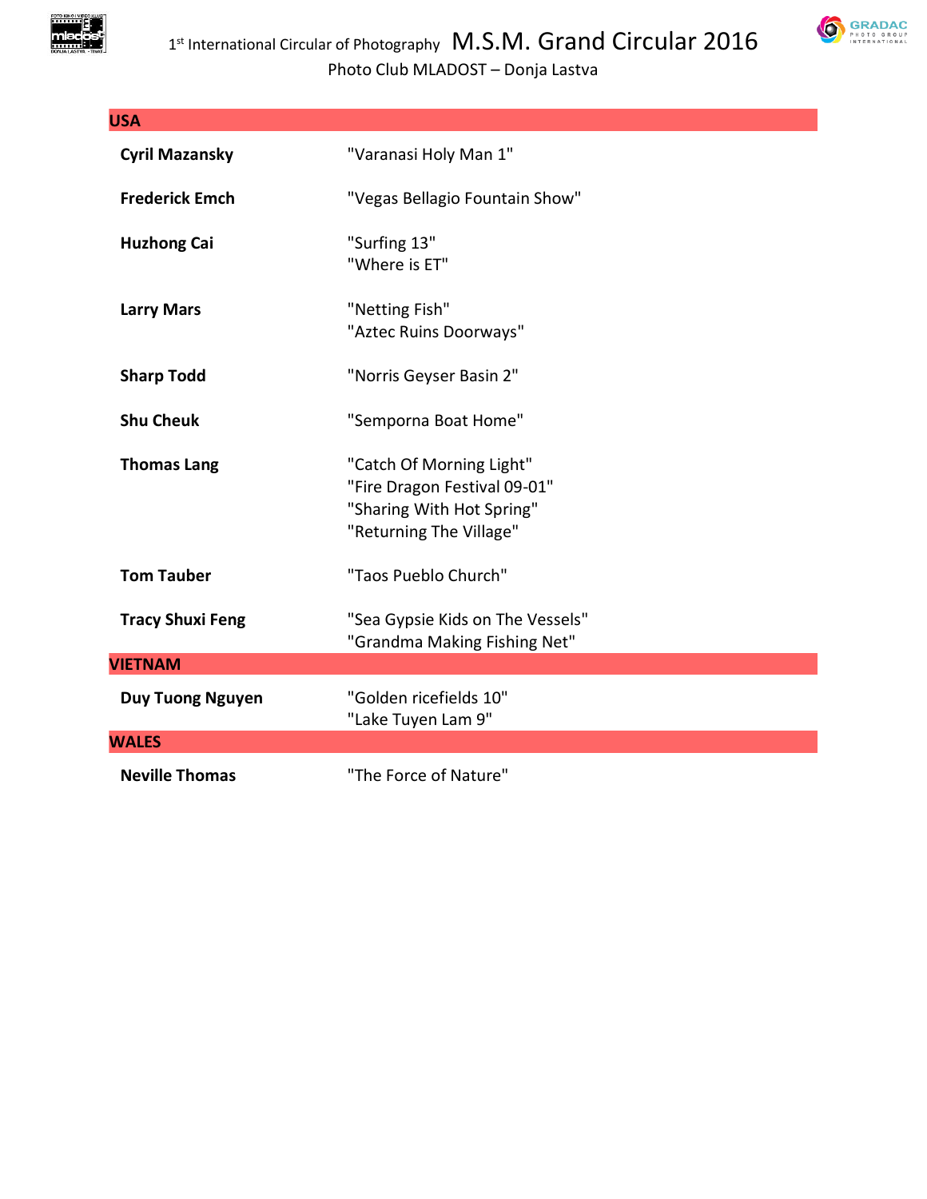| USA | |
|---|---|
| **Cyril Mazansky** | "Varanasi Holy Man 1" |
| **Frederick Emch** | "Vegas Bellagio Fountain Show" |
| **Huzhong Cai** | "Surfing 13"<br>"Where is ET" |
| **Larry Mars** | "Netting Fish"<br>"Aztec Ruins Doorways" |
| **Sharp Todd** | "Norris Geyser Basin 2" |
| **Shu Cheuk** | "Semporna Boat Home" |
| **Thomas Lang** | "Catch Of Morning Light"<br>"Fire Dragon Festival 09-01"<br>"Sharing With Hot Spring"<br>"Returning The Village" |
| **Tom Tauber** | "Taos Pueblo Church" |
| **Tracy Shuxi Feng** | "Sea Gypsie Kids on The Vessels"<br>"Grandma Making Fishing Net" |
| **VIETNAM** | |
| **Duy Tuong Nguyen** | "Golden ricefields 10"<br>"Lake Tuyen Lam 9" |
| **WALES** | |
| **Neville Thomas** | "The Force of Nature" |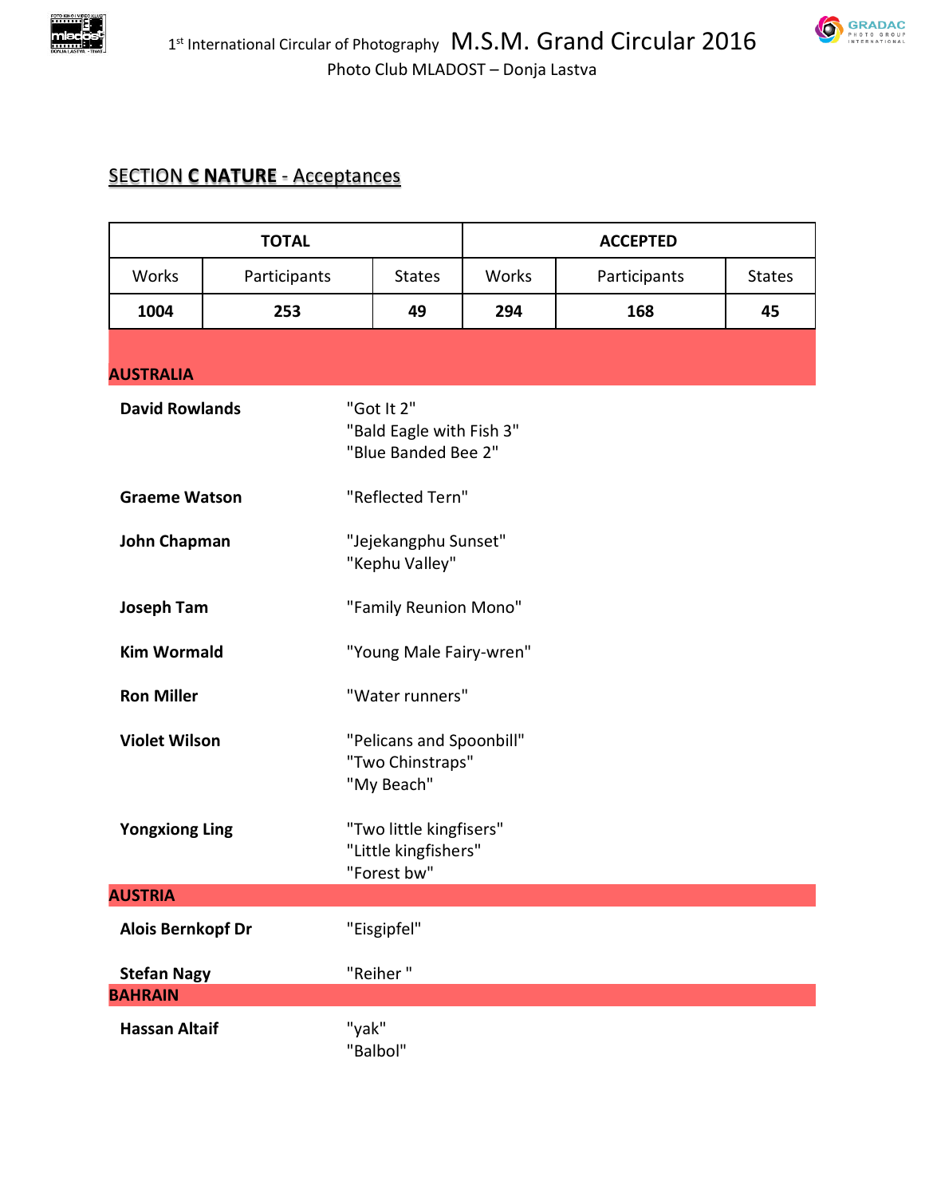## SECTION C NATURE - Acceptances

| TOTAL | | | ACCEPTED | | |
|---|---|---|---|---|---|
| Works | Participants | States | Works | Participants | States |
| **1004** | **253** | **49** | **294** | **168** | **45** |

### AUSTRALIA

**David Rowlands**
"Got It 2"
"Bald Eagle with Fish 3"
"Blue Banded Bee 2"

**Graeme Watson**
"Reflected Tern"

**John Chapman**
"Jejekangphu Sunset"
"Kephu Valley"

**Joseph Tam**
"Family Reunion Mono"

**Kim Wormald**
"Young Male Fairy-wren"

**Ron Miller**
"Water runners"

**Violet Wilson**
"Pelicans and Spoonbill"
"Two Chinstraps"
"My Beach"

**Yongxiong Ling**
"Two little kingfisers"
"Little kingfishers"
"Forest bw"

### AUSTRIA

**Alois Bernkopf Dr**
"Eisgipfel"

**Stefan Nagy**
"Reiher "

### BAHRAIN

**Hassan Altaif**
"yak"
"Balbol"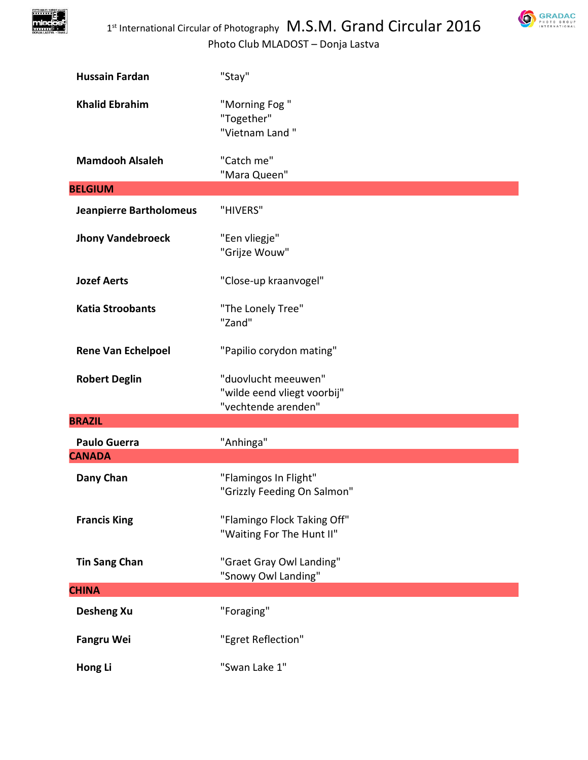| | |
|---|---|
| **Hussain Fardan** | "Stay" |
| **Khalid Ebrahim** | "Morning Fog "<br>"Together"<br>"Vietnam Land " |
| **Mamdooh Alsaleh** | "Catch me"<br>"Mara Queen" |
| **BELGIUM** | |
| **Jeanpierre Bartholomeus** | "HIVERS" |
| **Jhony Vandebroeck** | "Een vliegje"<br>"Grijze Wouw" |
| **Jozef Aerts** | "Close-up kraanvogel" |
| **Katia Stroobants** | "The Lonely Tree"<br>"Zand" |
| **Rene Van Echelpoel** | "Papilio corydon mating" |
| **Robert Deglin** | "duovlucht meeuwen"<br>"wilde eend vliegt voorbij"<br>"vechtende arenden" |
| **BRAZIL** | |
| **Paulo Guerra** | "Anhinga" |
| **CANADA** | |
| **Dany Chan** | "Flamingos In Flight"<br>"Grizzly Feeding On Salmon" |
| **Francis King** | "Flamingo Flock Taking Off"<br>"Waiting For The Hunt II" |
| **Tin Sang Chan** | "Graet Gray Owl Landing"<br>"Snowy Owl Landing" |
| **CHINA** | |
| **Desheng Xu** | "Foraging" |
| **Fangru Wei** | "Egret Reflection" |
| **Hong Li** | "Swan Lake 1" |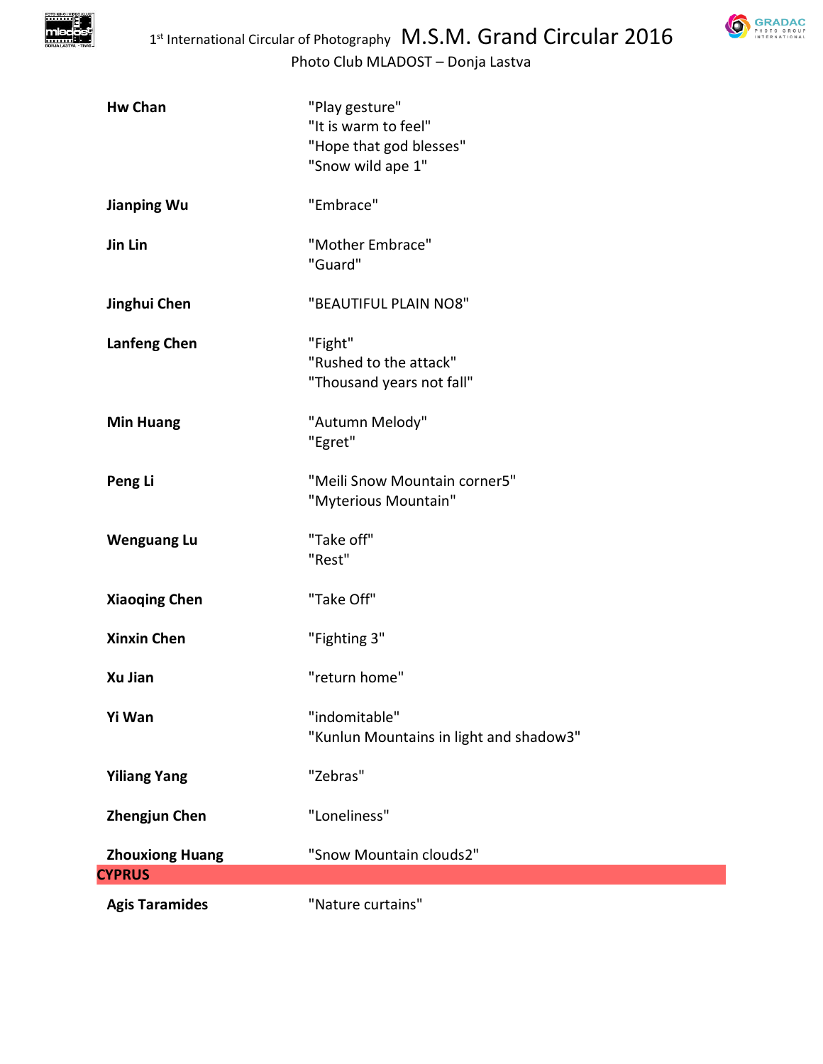| | |
|---|---|
| **Hw Chan** | "Play gesture"<br>"It is warm to feel"<br>"Hope that god blesses"<br>"Snow wild ape 1" |
| **Jianping Wu** | "Embrace" |
| **Jin Lin** | "Mother Embrace"<br>"Guard" |
| **Jinghui Chen** | "BEAUTIFUL PLAIN NO8" |
| **Lanfeng Chen** | "Fight"<br>"Rushed to the attack"<br>"Thousand years not fall" |
| **Min Huang** | "Autumn Melody"<br>"Egret" |
| **Peng Li** | "Meili Snow Mountain corner5"<br>"Myterious Mountain" |
| **Wenguang Lu** | "Take off"<br>"Rest" |
| **Xiaoqing Chen** | "Take Off" |
| **Xinxin Chen** | "Fighting 3" |
| **Xu Jian** | "return home" |
| **Yi Wan** | "indomitable"<br>"Kunlun Mountains in light and shadow3" |
| **Yiliang Yang** | "Zebras" |
| **Zhengjun Chen** | "Loneliness" |
| **Zhouxiong Huang** | "Snow Mountain clouds2" |

## CYPRUS

| | |
|---|---|
| **Agis Taramides** | "Nature curtains" |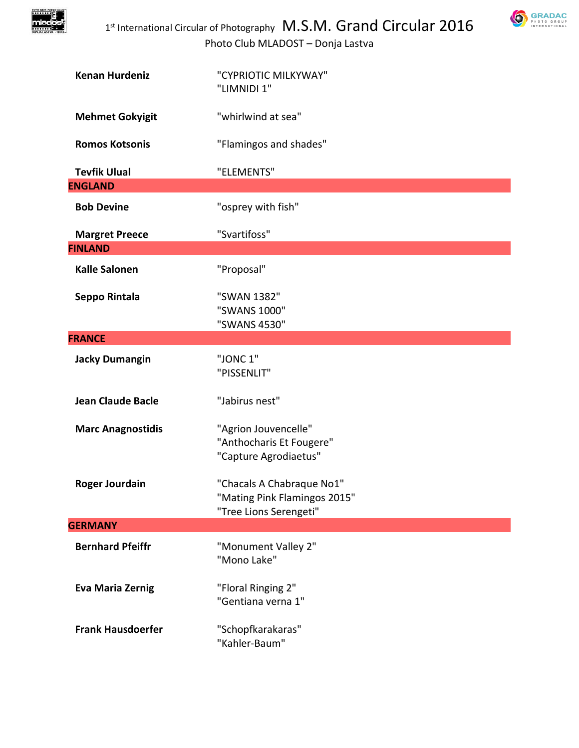| | |
|---|---|
| **Kenan Hurdeniz** | "CYPRIOTIC MILKYWAY"<br>"LIMNIDI 1" |
| **Mehmet Gokyigit** | "whirlwind at sea" |
| **Romos Kotsonis** | "Flamingos and shades" |
| **Tevfik Ulual** | "ELEMENTS" |
| **ENGLAND** | |
| **Bob Devine** | "osprey with fish" |
| **Margret Preece** | "Svartifoss" |
| **FINLAND** | |
| **Kalle Salonen** | "Proposal" |
| **Seppo Rintala** | "SWAN 1382"<br>"SWANS 1000"<br>"SWANS 4530" |
| **FRANCE** | |
| **Jacky Dumangin** | "JONC 1"<br>"PISSENLIT" |
| **Jean Claude Bacle** | "Jabirus nest" |
| **Marc Anagnostidis** | "Agrion Jouvencelle"<br>"Anthocharis Et Fougere"<br>"Capture Agrodiaetus" |
| **Roger Jourdain** | "Chacals A Chabraque No1"<br>"Mating Pink Flamingos 2015"<br>"Tree Lions Serengeti" |
| **GERMANY** | |
| **Bernhard Pfeiffr** | "Monument Valley 2"<br>"Mono Lake" |
| **Eva Maria Zernig** | "Floral Ringing 2"<br>"Gentiana verna 1" |
| **Frank Hausdoerfer** | "Schopfkarakaras"<br>"Kahler-Baum" |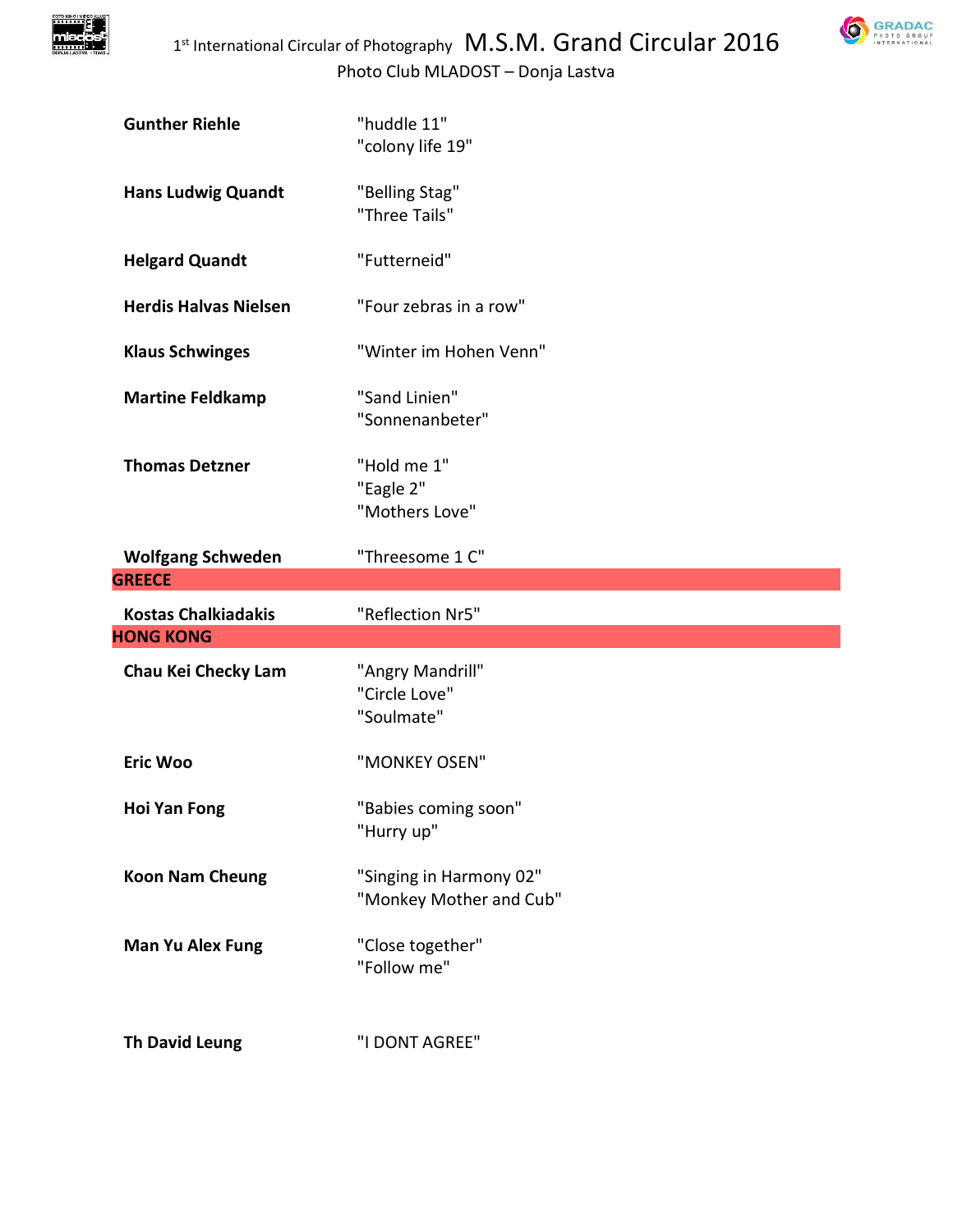| | |
|---|---|
| **Gunther Riehle** | "huddle 11"<br>"colony life 19" |
| **Hans Ludwig Quandt** | "Belling Stag"<br>"Three Tails" |
| **Helgard Quandt** | "Futterneid" |
| **Herdis Halvas Nielsen** | "Four zebras in a row" |
| **Klaus Schwinges** | "Winter im Hohen Venn" |
| **Martine Feldkamp** | "Sand Linien"<br>"Sonnenanbeter" |
| **Thomas Detzner** | "Hold me 1"<br>"Eagle 2"<br>"Mothers Love" |
| **Wolfgang Schweden** | "Threesome 1 C" |
| **GREECE** | |
| **Kostas Chalkiadakis** | "Reflection Nr5" |
| **HONG KONG** | |
| **Chau Kei Checky Lam** | "Angry Mandrill"<br>"Circle Love"<br>"Soulmate" |
| **Eric Woo** | "MONKEY OSEN" |
| **Hoi Yan Fong** | "Babies coming soon"<br>"Hurry up" |
| **Koon Nam Cheung** | "Singing in Harmony 02"<br>"Monkey Mother and Cub" |
| **Man Yu Alex Fung** | "Close together"<br>"Follow me" |
| **Th David Leung** | "I DONT AGREE" |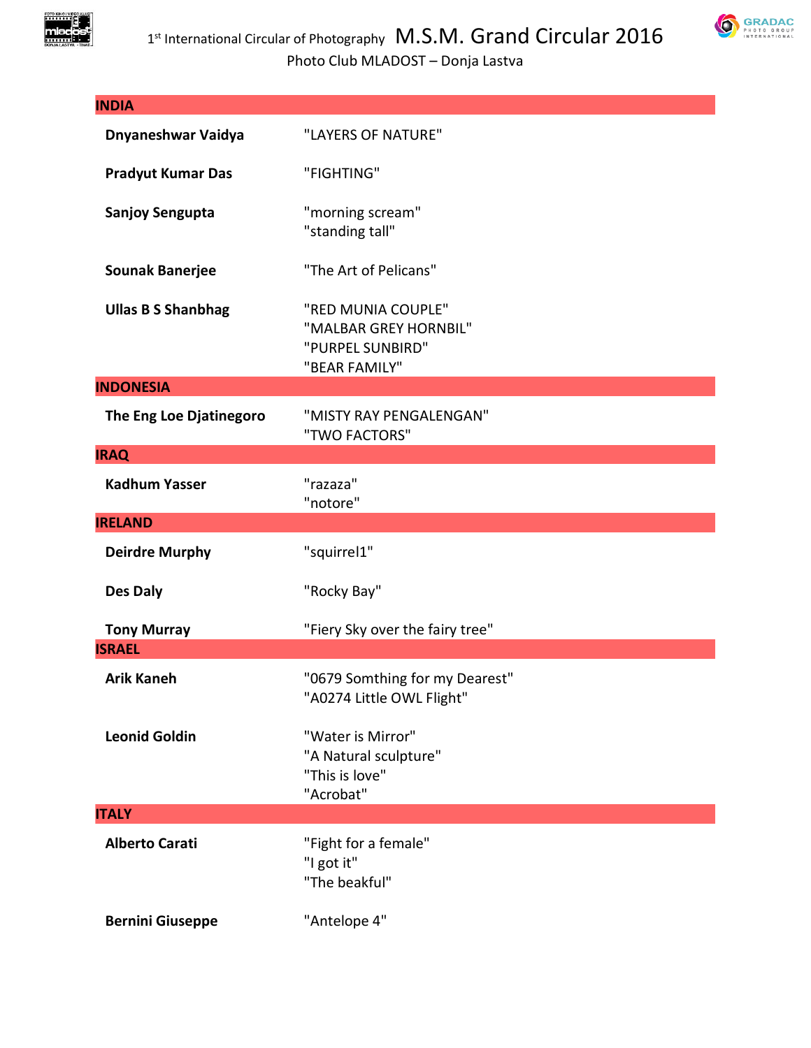| INDIA | |
|---|---|
| **Dnyaneshwar Vaidya** | "LAYERS OF NATURE" |
| **Pradyut Kumar Das** | "FIGHTING" |
| **Sanjoy Sengupta** | "morning scream"<br>"standing tall" |
| **Sounak Banerjee** | "The Art of Pelicans" |
| **Ullas B S Shanbhag** | "RED MUNIA COUPLE"<br>"MALBAR GREY HORNBIL"<br>"PURPEL SUNBIRD"<br>"BEAR FAMILY" |
| **INDONESIA** | |
| **The Eng Loe Djatinegoro** | "MISTY RAY PENGALENGAN"<br>"TWO FACTORS" |
| **IRAQ** | |
| **Kadhum Yasser** | "razaza"<br>"notore" |
| **IRELAND** | |
| **Deirdre Murphy** | "squirrel1" |
| **Des Daly** | "Rocky Bay" |
| **Tony Murray** | "Fiery Sky over the fairy tree" |
| **ISRAEL** | |
| **Arik Kaneh** | "0679 Somthing for my Dearest"<br>"A0274 Little OWL Flight" |
| **Leonid Goldin** | "Water is Mirror"<br>"A Natural sculpture"<br>"This is love"<br>"Acrobat" |
| **ITALY** | |
| **Alberto Carati** | "Fight for a female"<br>"I got it"<br>"The beakful" |
| **Bernini Giuseppe** | "Antelope 4" |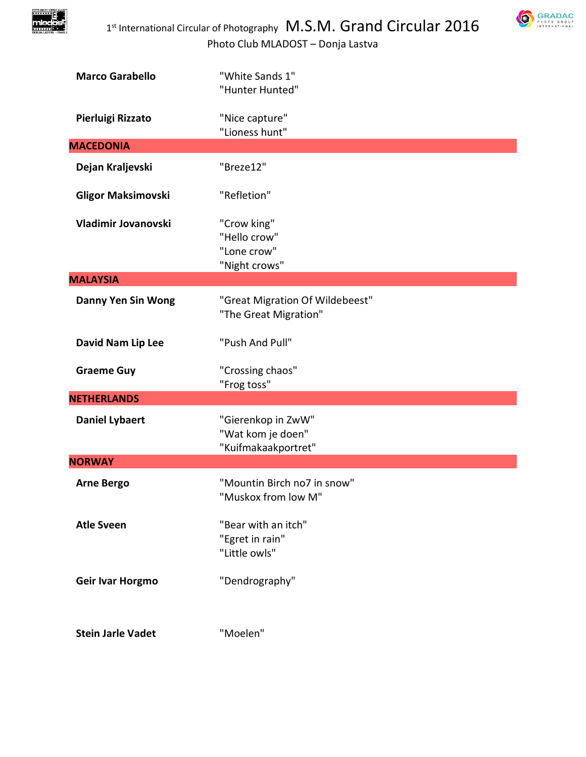| | |
|---|---|
| **Marco Garabello** | "White Sands 1"<br>"Hunter Hunted" |
| **Pierluigi Rizzato** | "Nice capture"<br>"Lioness hunt" |
| **MACEDONIA** | |
| **Dejan Kraljevski** | "Breze12" |
| **Gligor Maksimovski** | "Refletion" |
| **Vladimir Jovanovski** | "Crow king"<br>"Hello crow"<br>"Lone crow"<br>"Night crows" |
| **MALAYSIA** | |
| **Danny Yen Sin Wong** | "Great Migration Of Wildebeest"<br>"The Great Migration" |
| **David Nam Lip Lee** | "Push And Pull" |
| **Graeme Guy** | "Crossing chaos"<br>"Frog toss" |
| **NETHERLANDS** | |
| **Daniel Lybaert** | "Gierenkop in ZwW"<br>"Wat kom je doen"<br>"Kuifmakaakportret" |
| **NORWAY** | |
| **Arne Bergo** | "Mountin Birch no7 in snow"<br>"Muskox from low M" |
| **Atle Sveen** | "Bear with an itch"<br>"Egret in rain"<br>"Little owls" |
| **Geir Ivar Horgmo** | "Dendrography" |
| **Stein Jarle Vadet** | "Moelen" |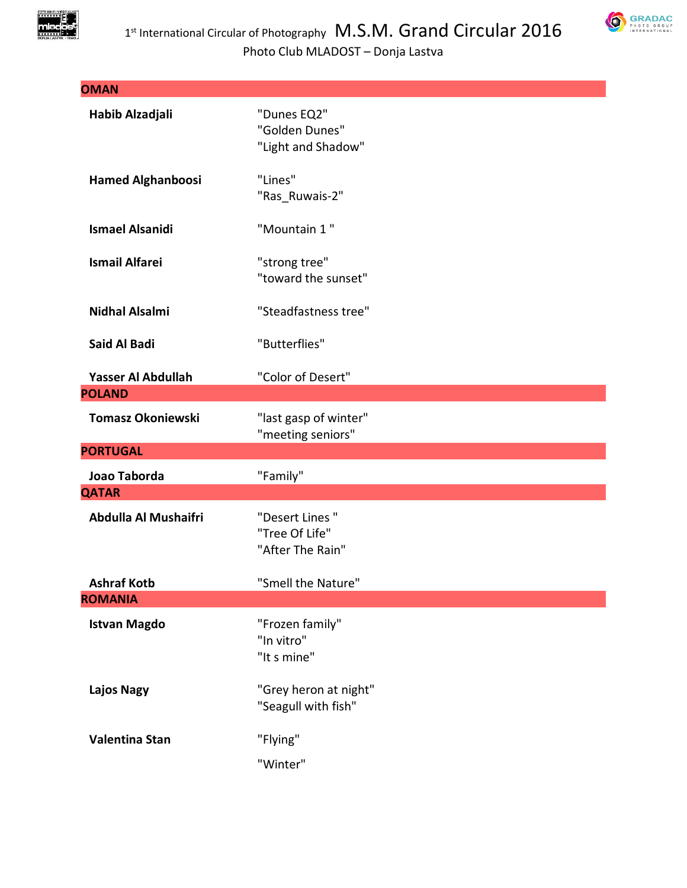## OMAN

| | |
|---|---|
| **Habib Alzadjali** | "Dunes EQ2"<br>"Golden Dunes"<br>"Light and Shadow" |
| **Hamed Alghanboosi** | "Lines"<br>"Ras_Ruwais-2" |
| **Ismael Alsanidi** | "Mountain 1 " |
| **Ismail Alfarei** | "strong tree"<br>"toward the sunset" |
| **Nidhal Alsalmi** | "Steadfastness tree" |
| **Said Al Badi** | "Butterflies" |
| **Yasser Al Abdullah** | "Color of Desert" |

## POLAND

| | |
|---|---|
| **Tomasz Okoniewski** | "last gasp of winter"<br>"meeting seniors" |

## PORTUGAL

| | |
|---|---|
| **Joao Taborda** | "Family" |

## QATAR

| | |
|---|---|
| **Abdulla Al Mushaifri** | "Desert Lines "<br>"Tree Of Life"<br>"After The Rain" |
| **Ashraf Kotb** | "Smell the Nature" |

## ROMANIA

| | |
|---|---|
| **Istvan Magdo** | "Frozen family"<br>"In vitro"<br>"It s mine" |
| **Lajos Nagy** | "Grey heron at night"<br>"Seagull with fish" |
| **Valentina Stan** | "Flying"<br>"Winter" |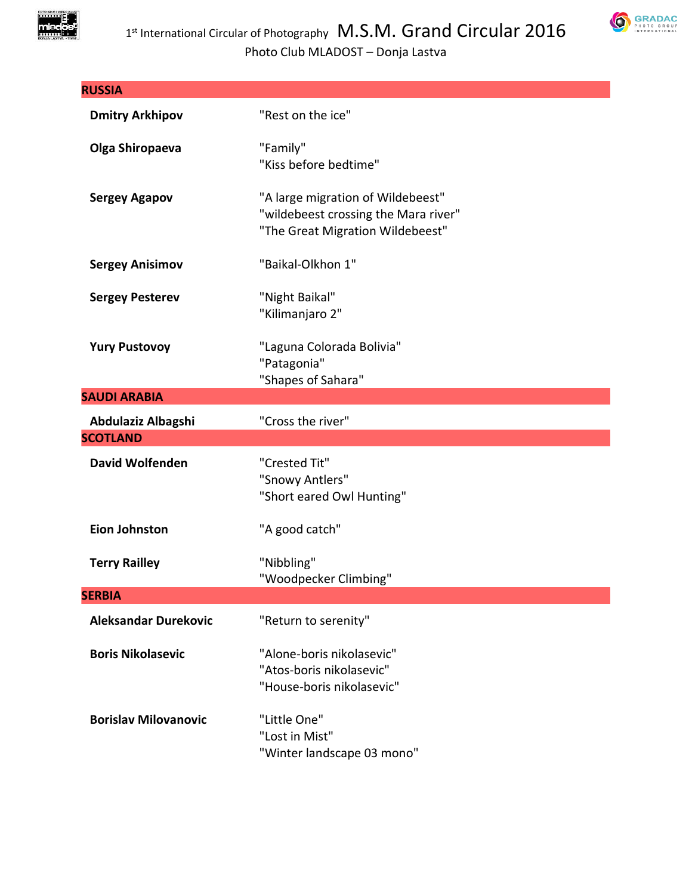## RUSSIA

| | |
|---|---|
| **Dmitry Arkhipov** | "Rest on the ice" |
| **Olga Shiropaeva** | "Family" |
| | "Kiss before bedtime" |
| **Sergey Agapov** | "A large migration of Wildebeest" |
| | "wildebeest crossing the Mara river" |
| | "The Great Migration Wildebeest" |
| **Sergey Anisimov** | "Baikal-Olkhon 1" |
| **Sergey Pesterev** | "Night Baikal" |
| | "Kilimanjaro 2" |
| **Yury Pustovoy** | "Laguna Colorada Bolivia" |
| | "Patagonia" |
| | "Shapes of Sahara" |

## SAUDI ARABIA

| | |
|---|---|
| **Abdulaziz Albagshi** | "Cross the river" |

## SCOTLAND

| | |
|---|---|
| **David Wolfenden** | "Crested Tit" |
| | "Snowy Antlers" |
| | "Short eared Owl Hunting" |
| **Eion Johnston** | "A good catch" |
| **Terry Railley** | "Nibbling" |
| | "Woodpecker Climbing" |

## SERBIA

| | |
|---|---|
| **Aleksandar Durekovic** | "Return to serenity" |
| **Boris Nikolasevic** | "Alone-boris nikolasevic" |
| | "Atos-boris nikolasevic" |
| | "House-boris nikolasevic" |
| **Borislav Milovanovic** | "Little One" |
| | "Lost in Mist" |
| | "Winter landscape 03 mono" |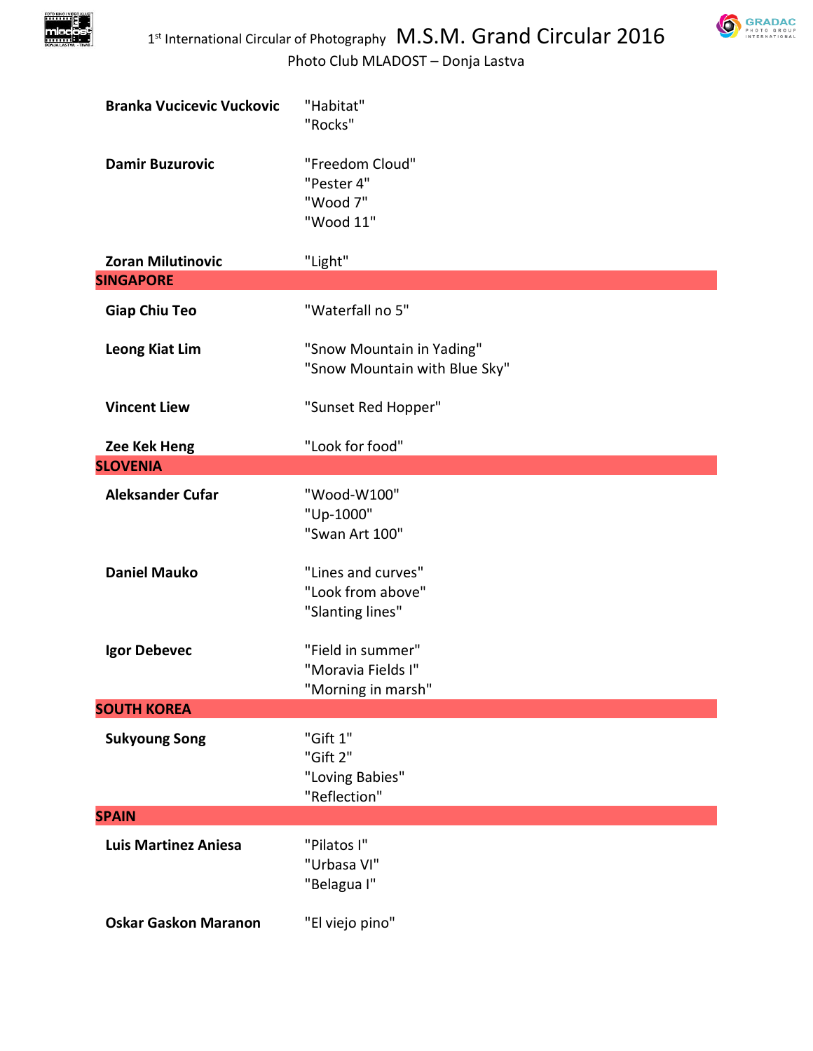| | |
|---|---|
| **Branka Vucicevic Vuckovic** | "Habitat"<br>"Rocks" |
| **Damir Buzurovic** | "Freedom Cloud"<br>"Pester 4"<br>"Wood 7"<br>"Wood 11" |
| **Zoran Milutinovic** | "Light" |
| **SINGAPORE** | |
| **Giap Chiu Teo** | "Waterfall no 5" |
| **Leong Kiat Lim** | "Snow Mountain in Yading"<br>"Snow Mountain with Blue Sky" |
| **Vincent Liew** | "Sunset Red Hopper" |
| **Zee Kek Heng** | "Look for food" |
| **SLOVENIA** | |
| **Aleksander Cufar** | "Wood-W100"<br>"Up-1000"<br>"Swan Art 100" |
| **Daniel Mauko** | "Lines and curves"<br>"Look from above"<br>"Slanting lines" |
| **Igor Debevec** | "Field in summer"<br>"Moravia Fields I"<br>"Morning in marsh" |
| **SOUTH KOREA** | |
| **Sukyoung Song** | "Gift 1"<br>"Gift 2"<br>"Loving Babies"<br>"Reflection" |
| **SPAIN** | |
| **Luis Martinez Aniesa** | "Pilatos I"<br>"Urbasa VI"<br>"Belagua I" |
| **Oskar Gaskon Maranon** | "El viejo pino" |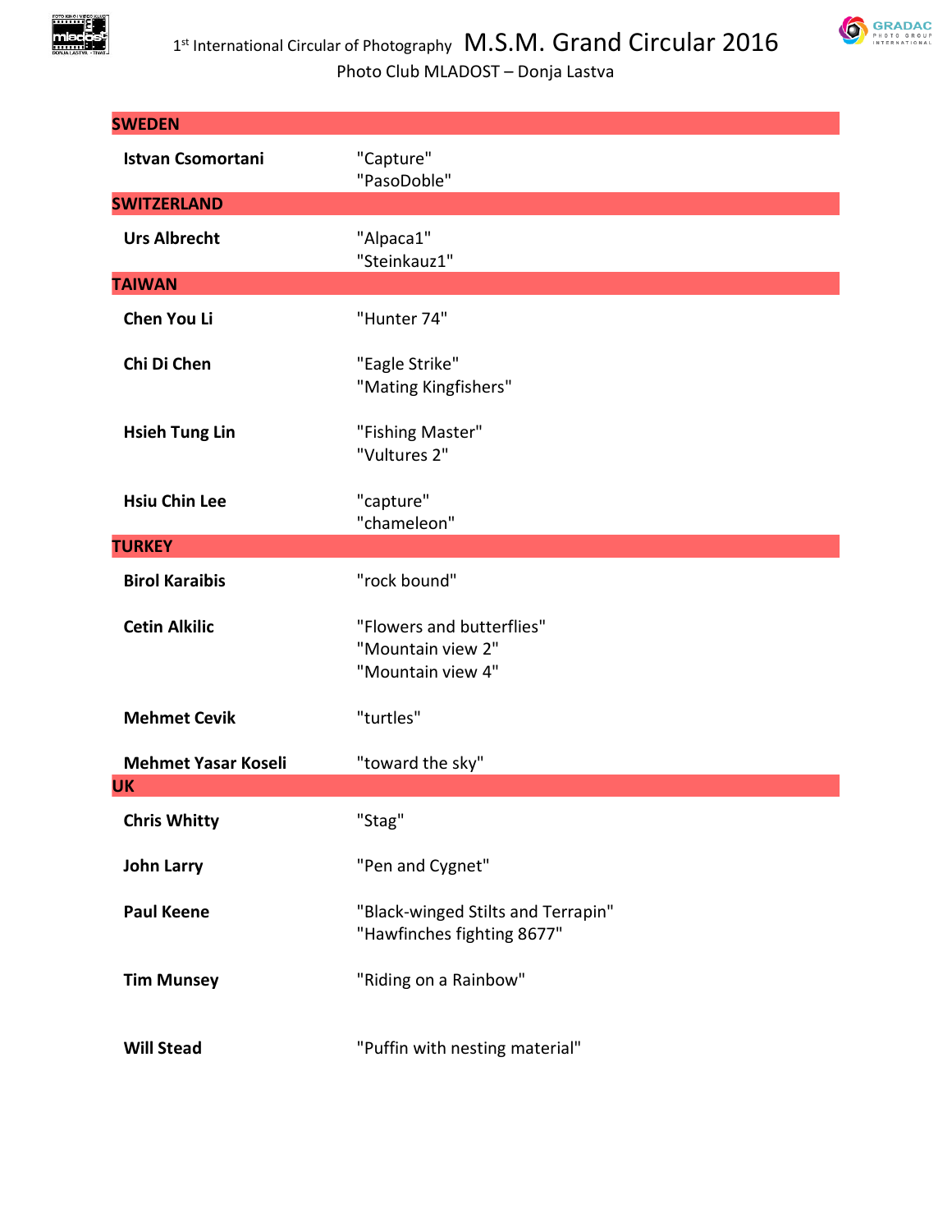## SWEDEN

| | |
|---|---|
| **Istvan Csomortani** | "Capture"<br>"PasoDoble" |

## SWITZERLAND

| | |
|---|---|
| **Urs Albrecht** | "Alpaca1"<br>"Steinkauz1" |

## TAIWAN

| | |
|---|---|
| **Chen You Li** | "Hunter 74" |
| **Chi Di Chen** | "Eagle Strike"<br>"Mating Kingfishers" |
| **Hsieh Tung Lin** | "Fishing Master"<br>"Vultures 2" |
| **Hsiu Chin Lee** | "capture"<br>"chameleon" |

## TURKEY

| | |
|---|---|
| **Birol Karaibis** | "rock bound" |
| **Cetin Alkilic** | "Flowers and butterflies"<br>"Mountain view 2"<br>"Mountain view 4" |
| **Mehmet Cevik** | "turtles" |
| **Mehmet Yasar Koseli** | "toward the sky" |

## UK

| | |
|---|---|
| **Chris Whitty** | "Stag" |
| **John Larry** | "Pen and Cygnet" |
| **Paul Keene** | "Black-winged Stilts and Terrapin"<br>"Hawfinches fighting 8677" |
| **Tim Munsey** | "Riding on a Rainbow" |
| **Will Stead** | "Puffin with nesting material" |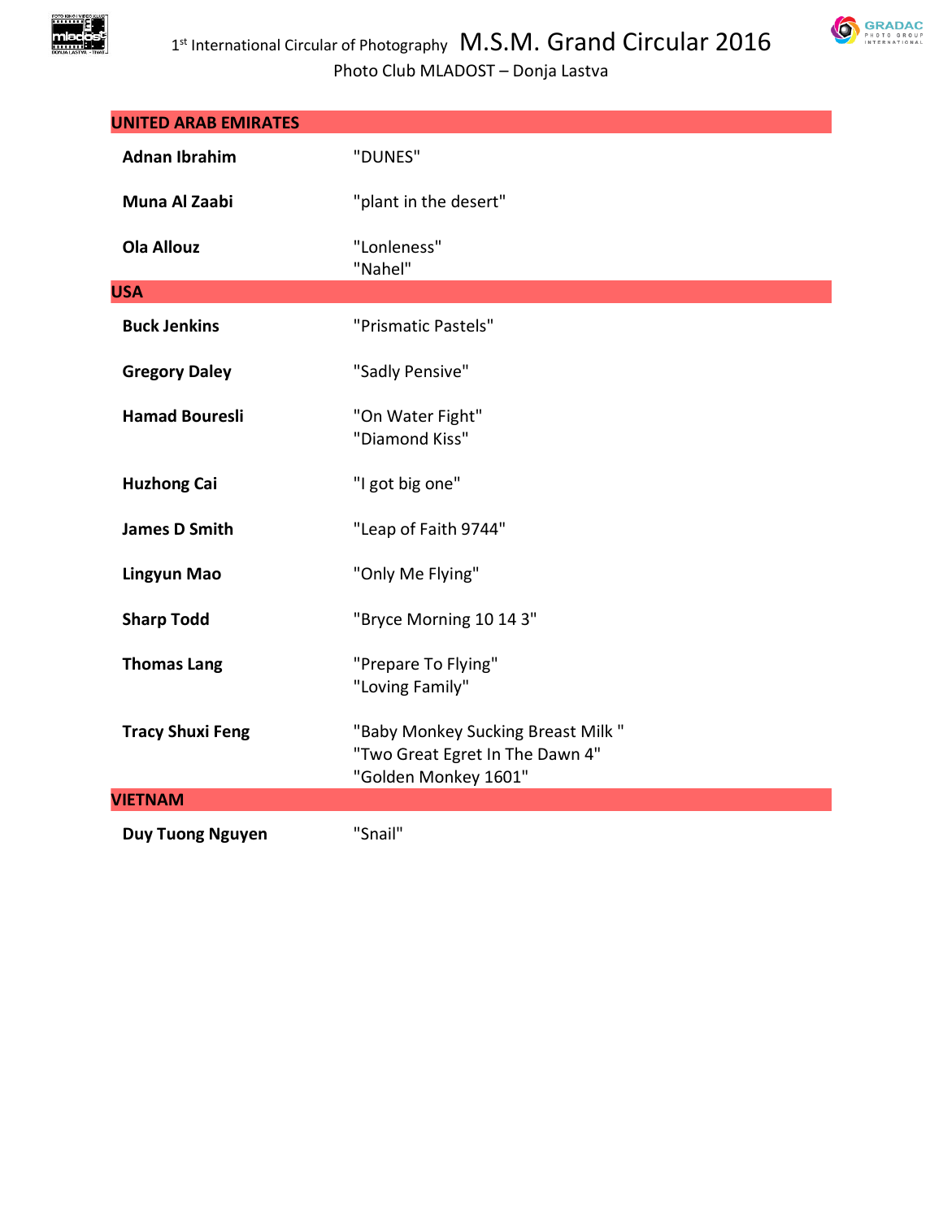## UNITED ARAB EMIRATES

| | |
|---|---|
| **Adnan Ibrahim** | "DUNES" |
| **Muna Al Zaabi** | "plant in the desert" |
| **Ola Allouz** | "Lonleness"<br>"Nahel" |

## USA

| | |
|---|---|
| **Buck Jenkins** | "Prismatic Pastels" |
| **Gregory Daley** | "Sadly Pensive" |
| **Hamad Bouresli** | "On Water Fight"<br>"Diamond Kiss" |
| **Huzhong Cai** | "I got big one" |
| **James D Smith** | "Leap of Faith 9744" |
| **Lingyun Mao** | "Only Me Flying" |
| **Sharp Todd** | "Bryce Morning 10 14 3" |
| **Thomas Lang** | "Prepare To Flying"<br>"Loving Family" |
| **Tracy Shuxi Feng** | "Baby Monkey Sucking Breast Milk "<br>"Two Great Egret In The Dawn 4"<br>"Golden Monkey 1601" |

## VIETNAM

| | |
|---|---|
| **Duy Tuong Nguyen** | "Snail" |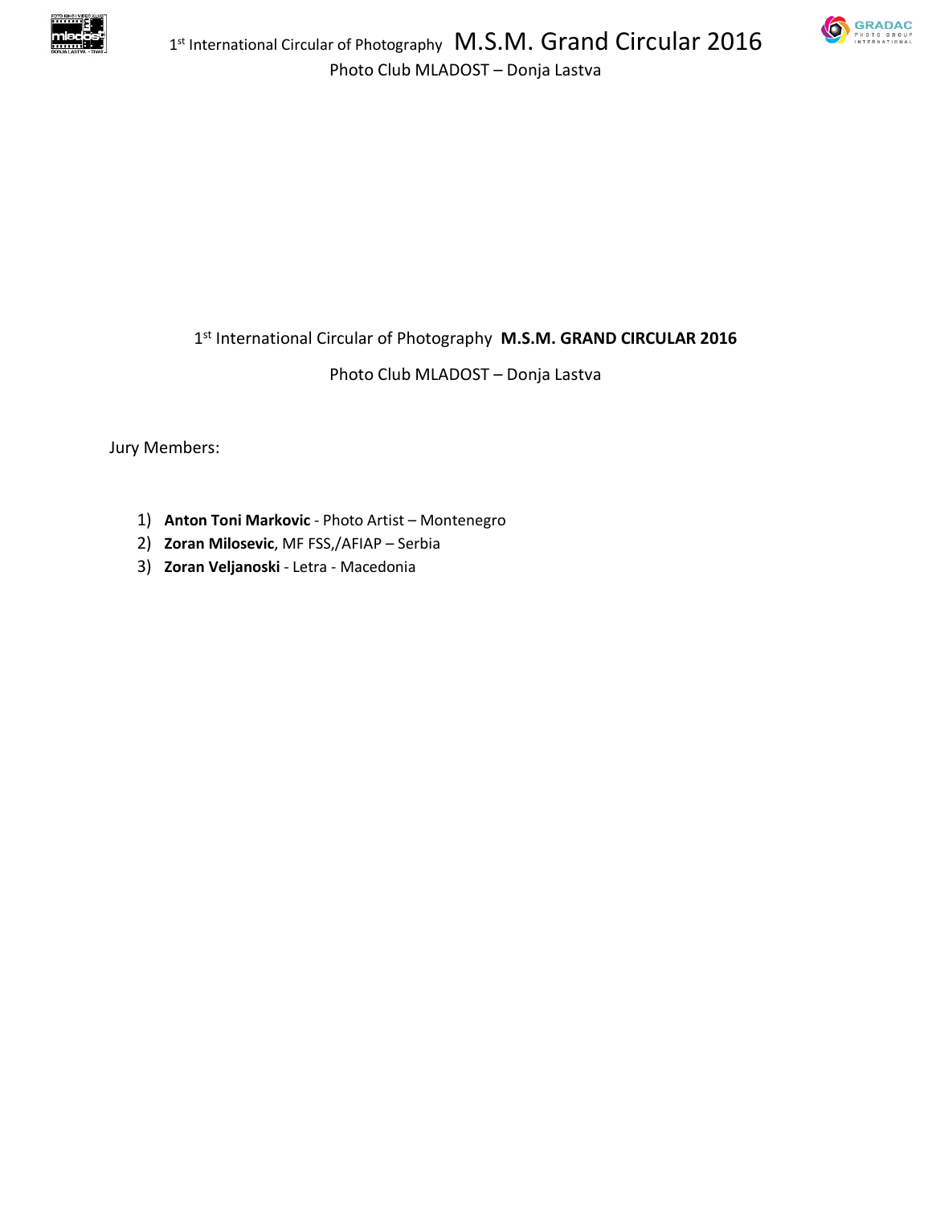1st International Circular of Photography **M.S.M. GRAND CIRCULAR 2016**

Photo Club MLADOST – Donja Lastva

Jury Members:

1) **Anton Toni Markovic** - Photo Artist – Montenegro
2) **Zoran Milosevic**, MF FSS,/AFIAP – Serbia
3) **Zoran Veljanoski** - Letra - Macedonia